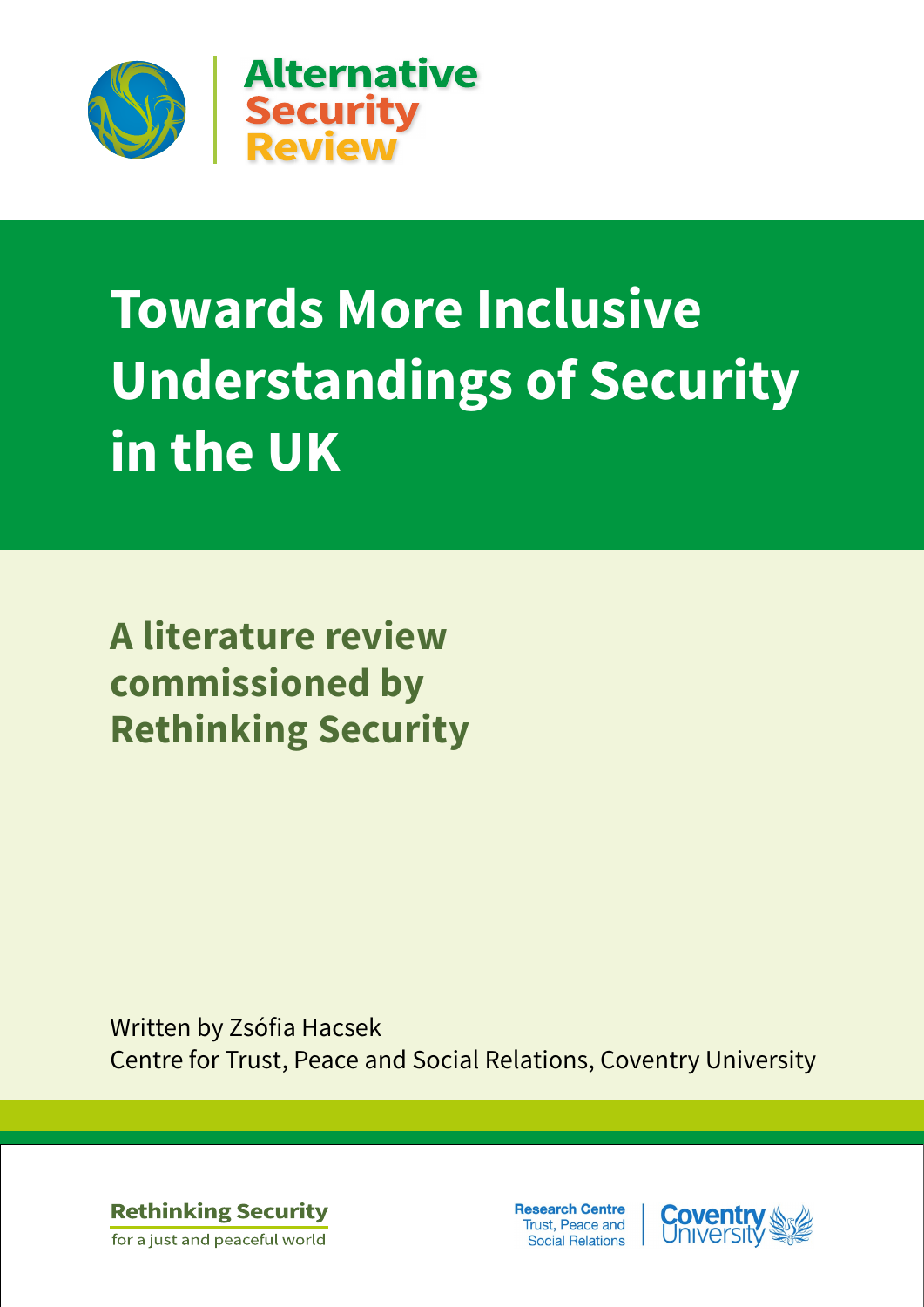Alternative Security Review

# Towards More Inclusive Understandings of Security in the UK

## A literature review commissioned by Rethinking Security

Written by Zsófia Hacsek
Centre for Trust, Peace and Social Relations, Coventry University

Rethinking Security
for a just and peaceful world

Research Centre
Trust, Peace and Social Relations

Coventry University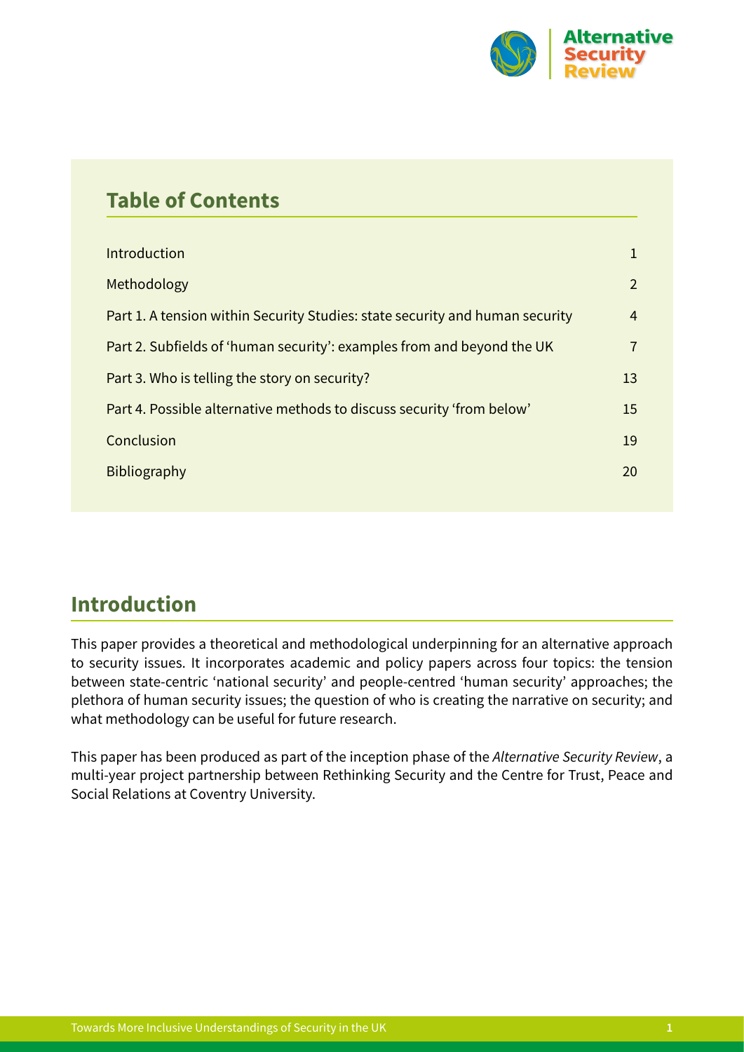## Table of Contents

| | |
|---|---|
| Introduction | 1 |
| Methodology | 2 |
| Part 1. A tension within Security Studies: state security and human security | 4 |
| Part 2. Subfields of 'human security': examples from and beyond the UK | 7 |
| Part 3. Who is telling the story on security? | 13 |
| Part 4. Possible alternative methods to discuss security 'from below' | 15 |
| Conclusion | 19 |
| Bibliography | 20 |

## Introduction

This paper provides a theoretical and methodological underpinning for an alternative approach to security issues. It incorporates academic and policy papers across four topics: the tension between state-centric 'national security' and people-centred 'human security' approaches; the plethora of human security issues; the question of who is creating the narrative on security; and what methodology can be useful for future research.

This paper has been produced as part of the inception phase of the *Alternative Security Review*, a multi-year project partnership between Rethinking Security and the Centre for Trust, Peace and Social Relations at Coventry University.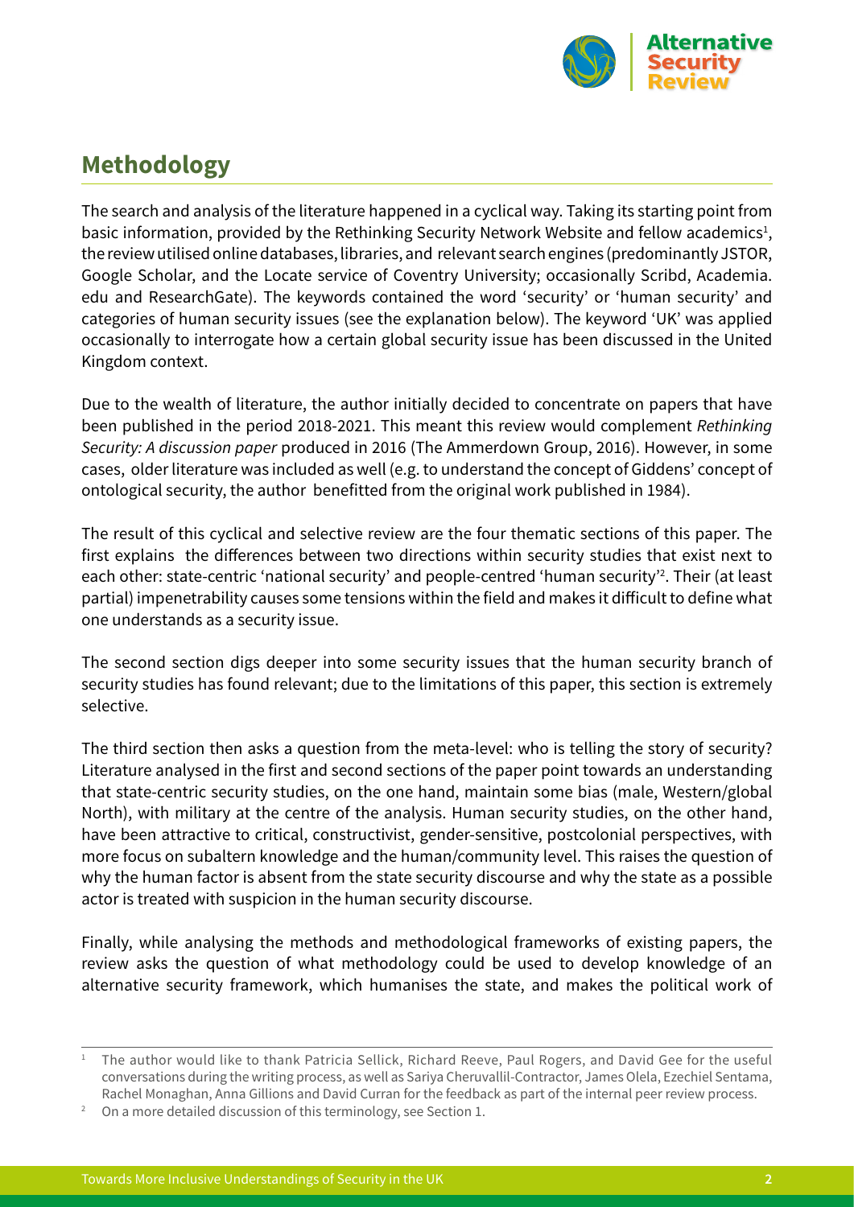## Methodology

The search and analysis of the literature happened in a cyclical way. Taking its starting point from basic information, provided by the Rethinking Security Network Website and fellow academics[1], the review utilised online databases, libraries, and relevant search engines (predominantly JSTOR, Google Scholar, and the Locate service of Coventry University; occasionally Scribd, Academia.edu and ResearchGate). The keywords contained the word 'security' or 'human security' and categories of human security issues (see the explanation below). The keyword 'UK' was applied occasionally to interrogate how a certain global security issue has been discussed in the United Kingdom context.

Due to the wealth of literature, the author initially decided to concentrate on papers that have been published in the period 2018-2021. This meant this review would complement *Rethinking Security: A discussion paper* produced in 2016 (The Ammerdown Group, 2016). However, in some cases, older literature was included as well (e.g. to understand the concept of Giddens' concept of ontological security, the author benefitted from the original work published in 1984).

The result of this cyclical and selective review are the four thematic sections of this paper. The first explains the differences between two directions within security studies that exist next to each other: state-centric 'national security' and people-centred 'human security'[2]. Their (at least partial) impenetrability causes some tensions within the field and makes it difficult to define what one understands as a security issue.

The second section digs deeper into some security issues that the human security branch of security studies has found relevant; due to the limitations of this paper, this section is extremely selective.

The third section then asks a question from the meta-level: who is telling the story of security? Literature analysed in the first and second sections of the paper point towards an understanding that state-centric security studies, on the one hand, maintain some bias (male, Western/global North), with military at the centre of the analysis. Human security studies, on the other hand, have been attractive to critical, constructivist, gender-sensitive, postcolonial perspectives, with more focus on subaltern knowledge and the human/community level. This raises the question of why the human factor is absent from the state security discourse and why the state as a possible actor is treated with suspicion in the human security discourse.

Finally, while analysing the methods and methodological frameworks of existing papers, the review asks the question of what methodology could be used to develop knowledge of an alternative security framework, which humanises the state, and makes the political work of

---

[1] The author would like to thank Patricia Sellick, Richard Reeve, Paul Rogers, and David Gee for the useful conversations during the writing process, as well as Sariya Cheruvallil-Contractor, James Olela, Ezechiel Sentama, Rachel Monaghan, Anna Gillions and David Curran for the feedback as part of the internal peer review process.

[2] On a more detailed discussion of this terminology, see Section 1.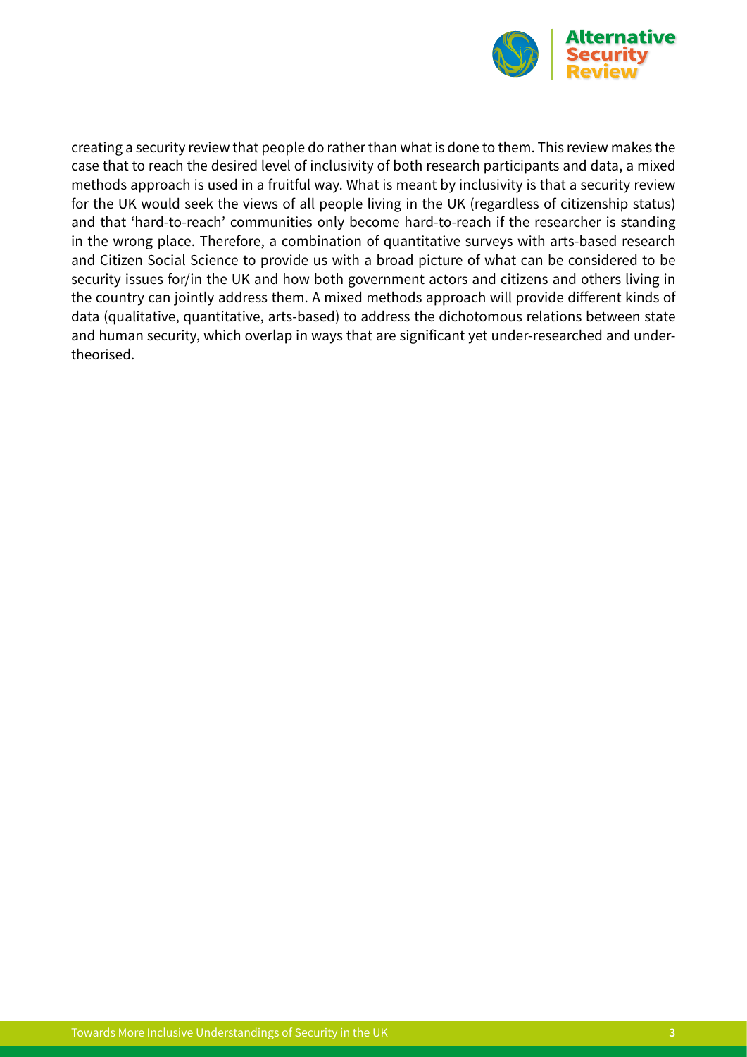creating a security review that people do rather than what is done to them. This review makes the case that to reach the desired level of inclusivity of both research participants and data, a mixed methods approach is used in a fruitful way. What is meant by inclusivity is that a security review for the UK would seek the views of all people living in the UK (regardless of citizenship status) and that 'hard-to-reach' communities only become hard-to-reach if the researcher is standing in the wrong place. Therefore, a combination of quantitative surveys with arts-based research and Citizen Social Science to provide us with a broad picture of what can be considered to be security issues for/in the UK and how both government actors and citizens and others living in the country can jointly address them. A mixed methods approach will provide different kinds of data (qualitative, quantitative, arts-based) to address the dichotomous relations between state and human security, which overlap in ways that are significant yet under-researched and under-theorised.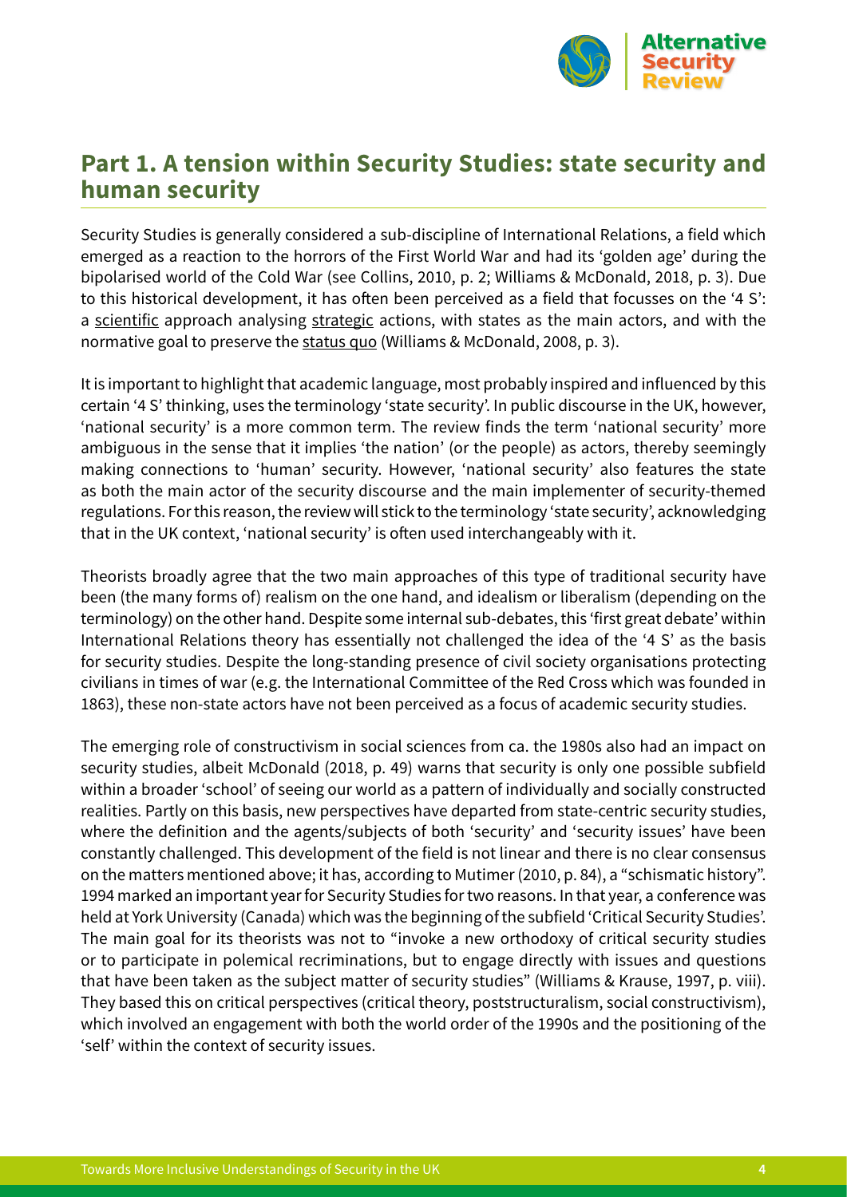## Part 1. A tension within Security Studies: state security and human security

Security Studies is generally considered a sub-discipline of International Relations, a field which emerged as a reaction to the horrors of the First World War and had its 'golden age' during the bipolarised world of the Cold War (see Collins, 2010, p. 2; Williams & McDonald, 2018, p. 3). Due to this historical development, it has often been perceived as a field that focusses on the '4 S': a scientific approach analysing strategic actions, with states as the main actors, and with the normative goal to preserve the status quo (Williams & McDonald, 2008, p. 3).

It is important to highlight that academic language, most probably inspired and influenced by this certain '4 S' thinking, uses the terminology 'state security'. In public discourse in the UK, however, 'national security' is a more common term. The review finds the term 'national security' more ambiguous in the sense that it implies 'the nation' (or the people) as actors, thereby seemingly making connections to 'human' security. However, 'national security' also features the state as both the main actor of the security discourse and the main implementer of security-themed regulations. For this reason, the review will stick to the terminology 'state security', acknowledging that in the UK context, 'national security' is often used interchangeably with it.

Theorists broadly agree that the two main approaches of this type of traditional security have been (the many forms of) realism on the one hand, and idealism or liberalism (depending on the terminology) on the other hand. Despite some internal sub-debates, this 'first great debate' within International Relations theory has essentially not challenged the idea of the '4 S' as the basis for security studies. Despite the long-standing presence of civil society organisations protecting civilians in times of war (e.g. the International Committee of the Red Cross which was founded in 1863), these non-state actors have not been perceived as a focus of academic security studies.

The emerging role of constructivism in social sciences from ca. the 1980s also had an impact on security studies, albeit McDonald (2018, p. 49) warns that security is only one possible subfield within a broader 'school' of seeing our world as a pattern of individually and socially constructed realities. Partly on this basis, new perspectives have departed from state-centric security studies, where the definition and the agents/subjects of both 'security' and 'security issues' have been constantly challenged. This development of the field is not linear and there is no clear consensus on the matters mentioned above; it has, according to Mutimer (2010, p. 84), a "schismatic history". 1994 marked an important year for Security Studies for two reasons. In that year, a conference was held at York University (Canada) which was the beginning of the subfield 'Critical Security Studies'. The main goal for its theorists was not to "invoke a new orthodoxy of critical security studies or to participate in polemical recriminations, but to engage directly with issues and questions that have been taken as the subject matter of security studies" (Williams & Krause, 1997, p. viii). They based this on critical perspectives (critical theory, poststructuralism, social constructivism), which involved an engagement with both the world order of the 1990s and the positioning of the 'self' within the context of security issues.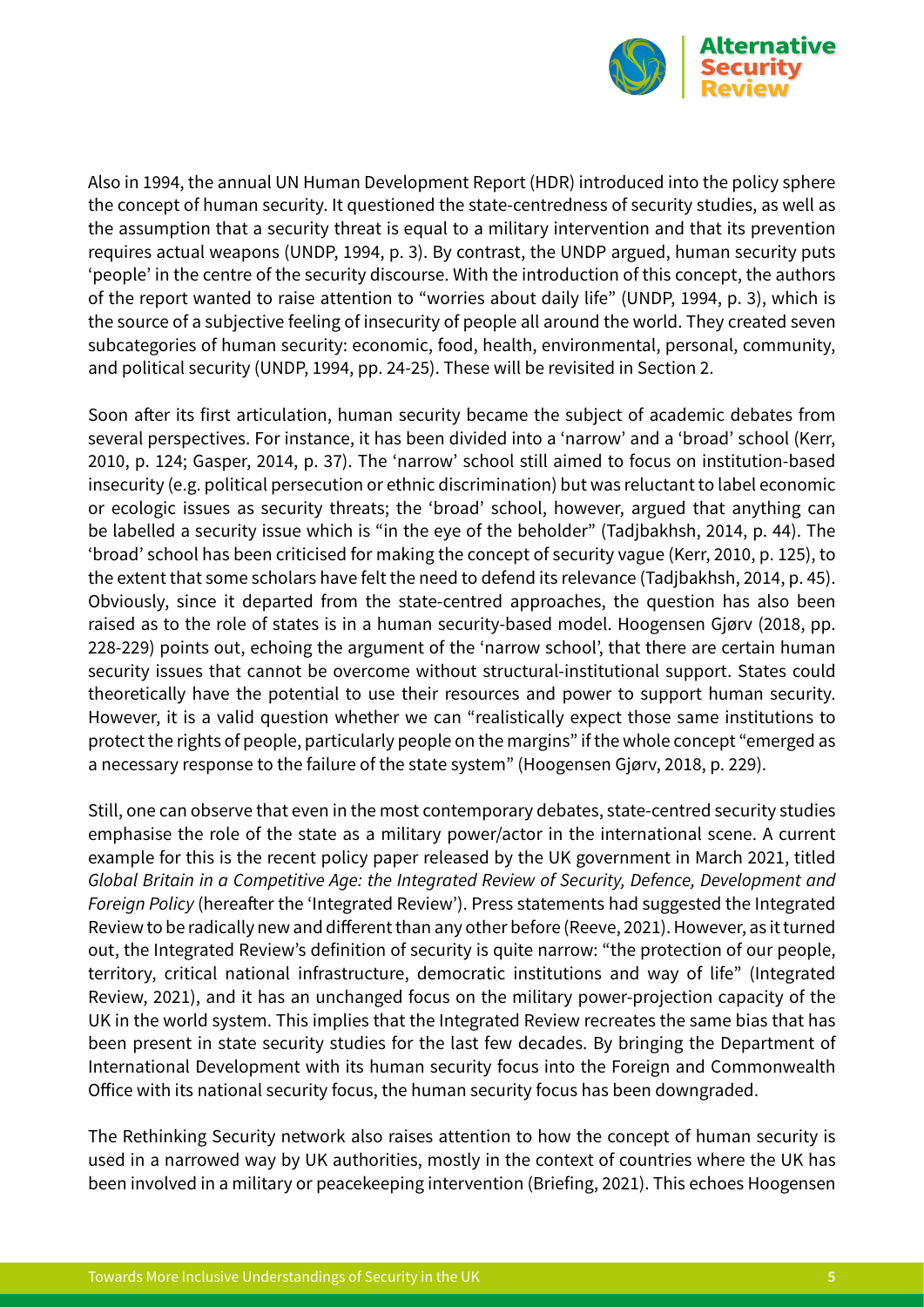Also in 1994, the annual UN Human Development Report (HDR) introduced into the policy sphere the concept of human security. It questioned the state-centredness of security studies, as well as the assumption that a security threat is equal to a military intervention and that its prevention requires actual weapons (UNDP, 1994, p. 3). By contrast, the UNDP argued, human security puts 'people' in the centre of the security discourse. With the introduction of this concept, the authors of the report wanted to raise attention to "worries about daily life" (UNDP, 1994, p. 3), which is the source of a subjective feeling of insecurity of people all around the world. They created seven subcategories of human security: economic, food, health, environmental, personal, community, and political security (UNDP, 1994, pp. 24-25). These will be revisited in Section 2.

Soon after its first articulation, human security became the subject of academic debates from several perspectives. For instance, it has been divided into a 'narrow' and a 'broad' school (Kerr, 2010, p. 124; Gasper, 2014, p. 37). The 'narrow' school still aimed to focus on institution-based insecurity (e.g. political persecution or ethnic discrimination) but was reluctant to label economic or ecologic issues as security threats; the 'broad' school, however, argued that anything can be labelled a security issue which is "in the eye of the beholder" (Tadjbakhsh, 2014, p. 44). The 'broad' school has been criticised for making the concept of security vague (Kerr, 2010, p. 125), to the extent that some scholars have felt the need to defend its relevance (Tadjbakhsh, 2014, p. 45). Obviously, since it departed from the state-centred approaches, the question has also been raised as to the role of states is in a human security-based model. Hoogensen Gjørv (2018, pp. 228-229) points out, echoing the argument of the 'narrow school', that there are certain human security issues that cannot be overcome without structural-institutional support. States could theoretically have the potential to use their resources and power to support human security. However, it is a valid question whether we can "realistically expect those same institutions to protect the rights of people, particularly people on the margins" if the whole concept "emerged as a necessary response to the failure of the state system" (Hoogensen Gjørv, 2018, p. 229).

Still, one can observe that even in the most contemporary debates, state-centred security studies emphasise the role of the state as a military power/actor in the international scene. A current example for this is the recent policy paper released by the UK government in March 2021, titled *Global Britain in a Competitive Age: the Integrated Review of Security, Defence, Development and Foreign Policy* (hereafter the 'Integrated Review'). Press statements had suggested the Integrated Review to be radically new and different than any other before (Reeve, 2021). However, as it turned out, the Integrated Review's definition of security is quite narrow: "the protection of our people, territory, critical national infrastructure, democratic institutions and way of life" (Integrated Review, 2021), and it has an unchanged focus on the military power-projection capacity of the UK in the world system. This implies that the Integrated Review recreates the same bias that has been present in state security studies for the last few decades. By bringing the Department of International Development with its human security focus into the Foreign and Commonwealth Office with its national security focus, the human security focus has been downgraded.

The Rethinking Security network also raises attention to how the concept of human security is used in a narrowed way by UK authorities, mostly in the context of countries where the UK has been involved in a military or peacekeeping intervention (Briefing, 2021). This echoes Hoogensen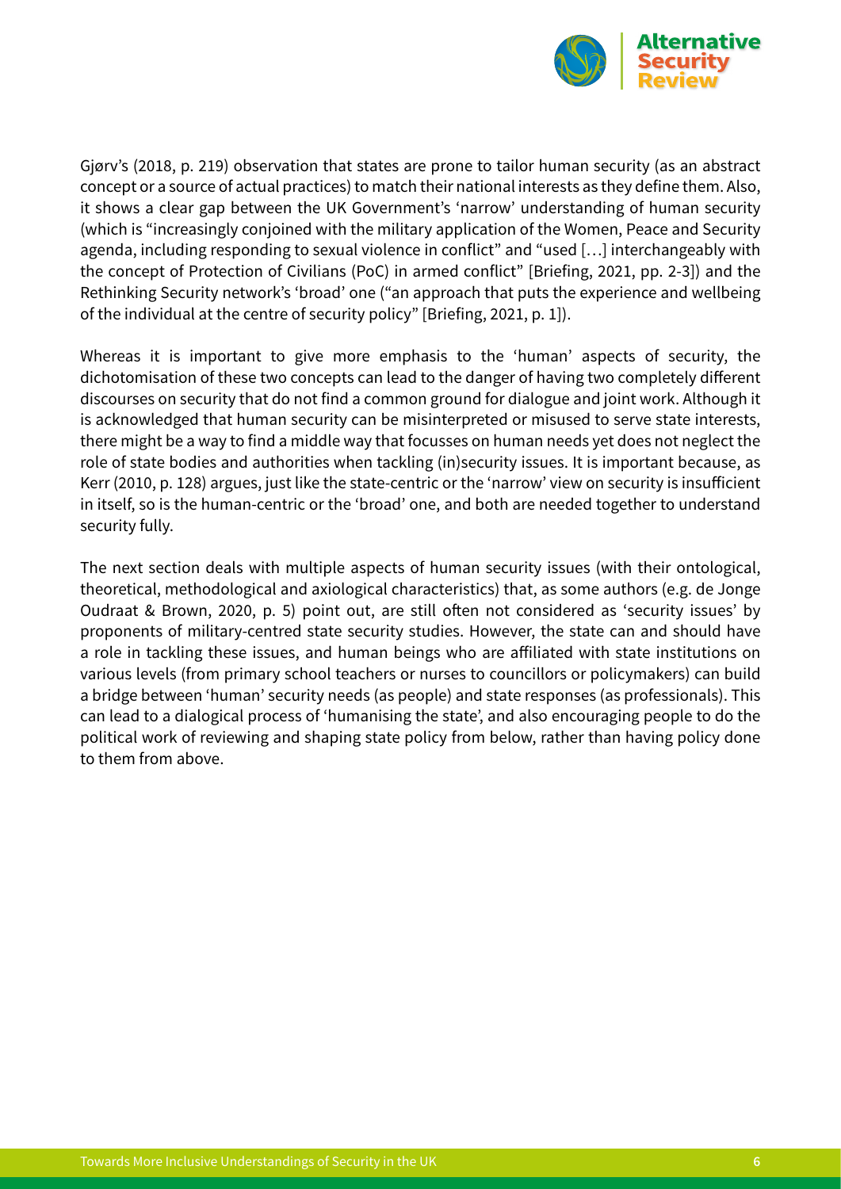Gjørv's (2018, p. 219) observation that states are prone to tailor human security (as an abstract concept or a source of actual practices) to match their national interests as they define them. Also, it shows a clear gap between the UK Government's 'narrow' understanding of human security (which is "increasingly conjoined with the military application of the Women, Peace and Security agenda, including responding to sexual violence in conflict" and "used […] interchangeably with the concept of Protection of Civilians (PoC) in armed conflict" [Briefing, 2021, pp. 2-3]) and the Rethinking Security network's 'broad' one ("an approach that puts the experience and wellbeing of the individual at the centre of security policy" [Briefing, 2021, p. 1]).

Whereas it is important to give more emphasis to the 'human' aspects of security, the dichotomisation of these two concepts can lead to the danger of having two completely different discourses on security that do not find a common ground for dialogue and joint work. Although it is acknowledged that human security can be misinterpreted or misused to serve state interests, there might be a way to find a middle way that focusses on human needs yet does not neglect the role of state bodies and authorities when tackling (in)security issues. It is important because, as Kerr (2010, p. 128) argues, just like the state-centric or the 'narrow' view on security is insufficient in itself, so is the human-centric or the 'broad' one, and both are needed together to understand security fully.

The next section deals with multiple aspects of human security issues (with their ontological, theoretical, methodological and axiological characteristics) that, as some authors (e.g. de Jonge Oudraat & Brown, 2020, p. 5) point out, are still often not considered as 'security issues' by proponents of military-centred state security studies. However, the state can and should have a role in tackling these issues, and human beings who are affiliated with state institutions on various levels (from primary school teachers or nurses to councillors or policymakers) can build a bridge between 'human' security needs (as people) and state responses (as professionals). This can lead to a dialogical process of 'humanising the state', and also encouraging people to do the political work of reviewing and shaping state policy from below, rather than having policy done to them from above.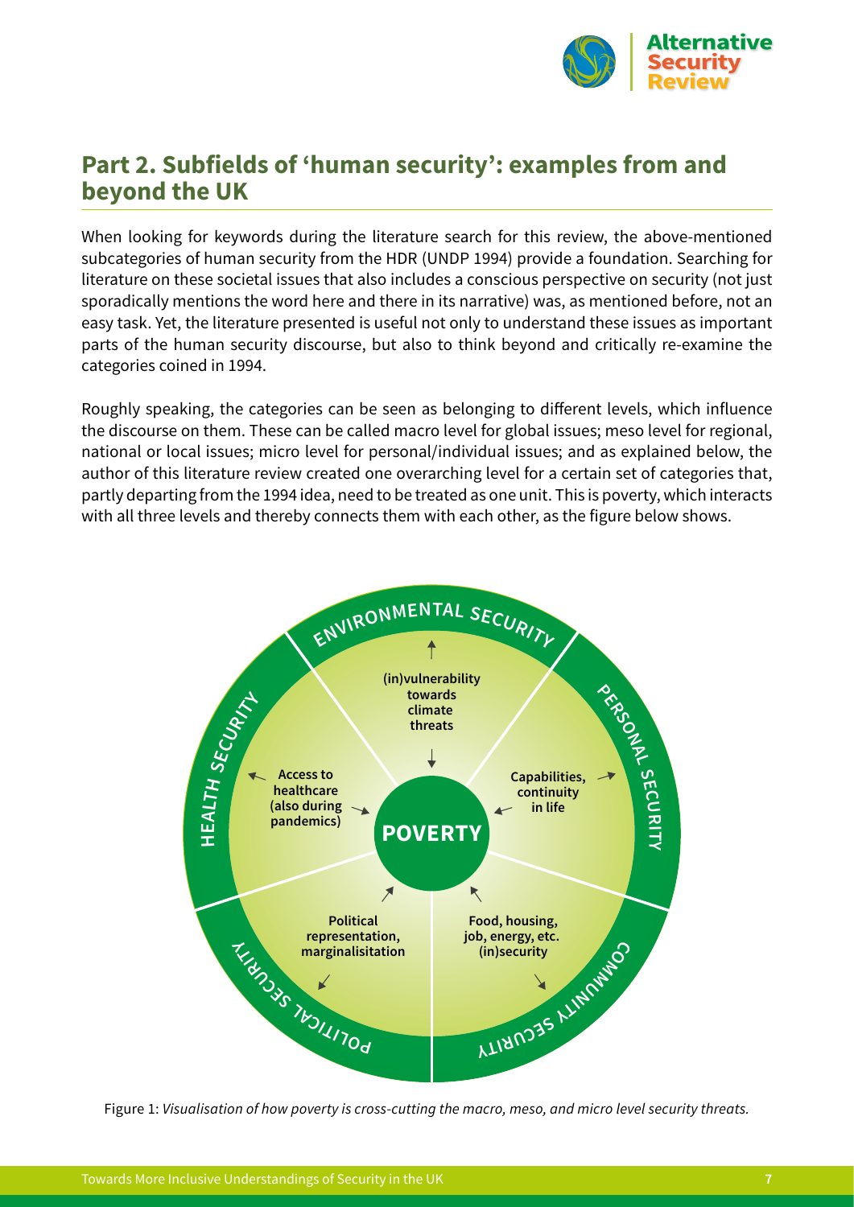## Part 2. Subfields of 'human security': examples from and beyond the UK

When looking for keywords during the literature search for this review, the above-mentioned subcategories of human security from the HDR (UNDP 1994) provide a foundation. Searching for literature on these societal issues that also includes a conscious perspective on security (not just sporadically mentions the word here and there in its narrative) was, as mentioned before, not an easy task. Yet, the literature presented is useful not only to understand these issues as important parts of the human security discourse, but also to think beyond and critically re-examine the categories coined in 1994.

Roughly speaking, the categories can be seen as belonging to different levels, which influence the discourse on them. These can be called macro level for global issues; meso level for regional, national or local issues; micro level for personal/individual issues; and as explained below, the author of this literature review created one overarching level for a certain set of categories that, partly departing from the 1994 idea, need to be treated as one unit. This is poverty, which interacts with all three levels and thereby connects them with each other, as the figure below shows.

ENVIRONMENTAL SECURITY — (in)vulnerability towards climate threats

PERSONAL SECURITY — Capabilities, continuity in life

COMMUNITY SECURITY — Food, housing, job, energy, etc. (in)security

POLITICAL SECURITY — Political representation, marginalisitation

HEALTH SECURITY — Access to healthcare (also during pandemics)

POVERTY

Figure 1: *Visualisation of how poverty is cross-cutting the macro, meso, and micro level security threats.*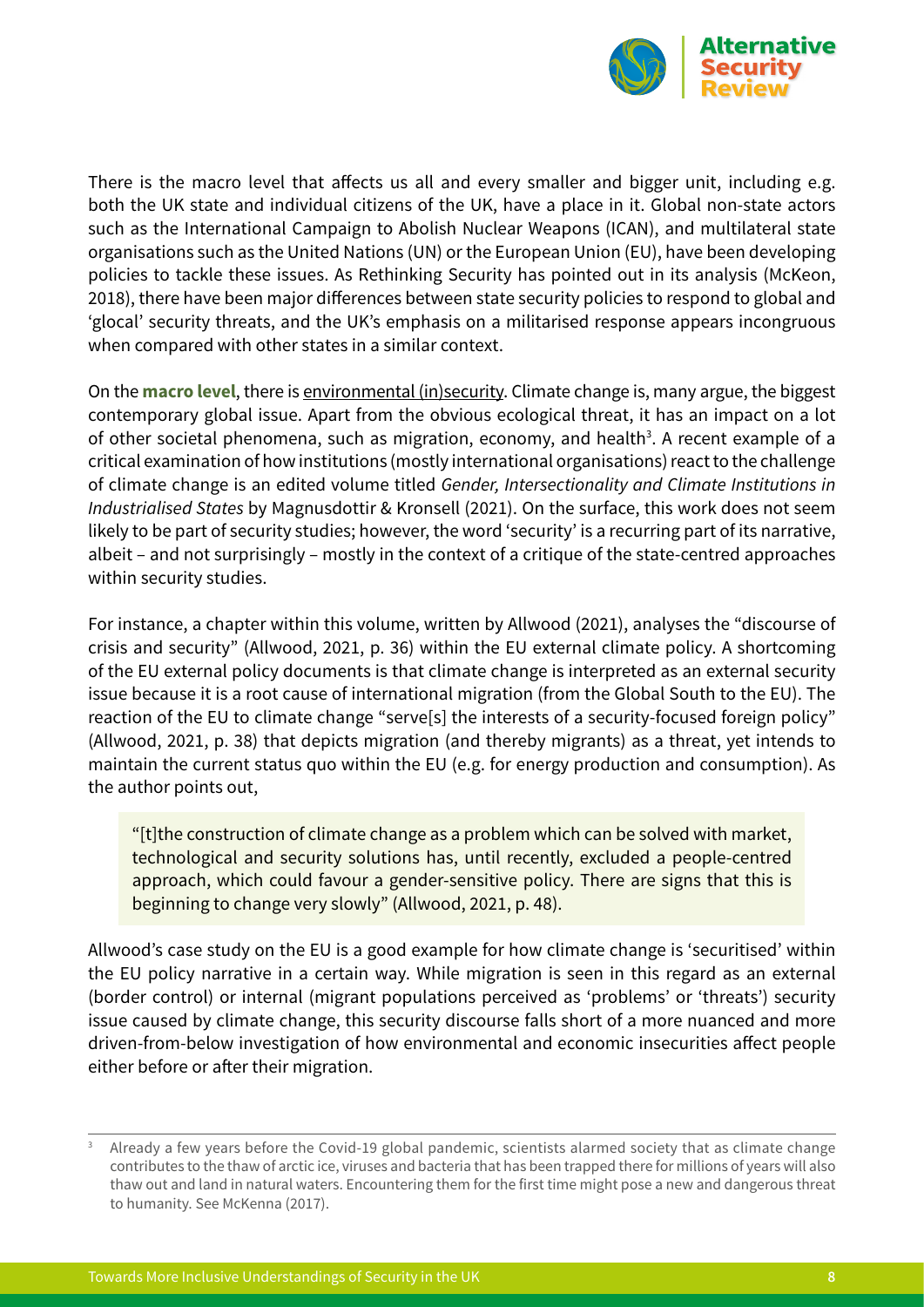There is the macro level that affects us all and every smaller and bigger unit, including e.g. both the UK state and individual citizens of the UK, have a place in it. Global non-state actors such as the International Campaign to Abolish Nuclear Weapons (ICAN), and multilateral state organisations such as the United Nations (UN) or the European Union (EU), have been developing policies to tackle these issues. As Rethinking Security has pointed out in its analysis (McKeon, 2018), there have been major differences between state security policies to respond to global and 'glocal' security threats, and the UK's emphasis on a militarised response appears incongruous when compared with other states in a similar context.

On the **macro level**, there is environmental (in)security. Climate change is, many argue, the biggest contemporary global issue. Apart from the obvious ecological threat, it has an impact on a lot of other societal phenomena, such as migration, economy, and health[3]. A recent example of a critical examination of how institutions (mostly international organisations) react to the challenge of climate change is an edited volume titled *Gender, Intersectionality and Climate Institutions in Industrialised States* by Magnusdottir & Kronsell (2021). On the surface, this work does not seem likely to be part of security studies; however, the word 'security' is a recurring part of its narrative, albeit – and not surprisingly – mostly in the context of a critique of the state-centred approaches within security studies.

For instance, a chapter within this volume, written by Allwood (2021), analyses the "discourse of crisis and security" (Allwood, 2021, p. 36) within the EU external climate policy. A shortcoming of the EU external policy documents is that climate change is interpreted as an external security issue because it is a root cause of international migration (from the Global South to the EU). The reaction of the EU to climate change "serve[s] the interests of a security-focused foreign policy" (Allwood, 2021, p. 38) that depicts migration (and thereby migrants) as a threat, yet intends to maintain the current status quo within the EU (e.g. for energy production and consumption). As the author points out,

> "[t]the construction of climate change as a problem which can be solved with market, technological and security solutions has, until recently, excluded a people-centred approach, which could favour a gender-sensitive policy. There are signs that this is beginning to change very slowly" (Allwood, 2021, p. 48).

Allwood's case study on the EU is a good example for how climate change is 'securitised' within the EU policy narrative in a certain way. While migration is seen in this regard as an external (border control) or internal (migrant populations perceived as 'problems' or 'threats') security issue caused by climate change, this security discourse falls short of a more nuanced and more driven-from-below investigation of how environmental and economic insecurities affect people either before or after their migration.

---

[3] Already a few years before the Covid-19 global pandemic, scientists alarmed society that as climate change contributes to the thaw of arctic ice, viruses and bacteria that has been trapped there for millions of years will also thaw out and land in natural waters. Encountering them for the first time might pose a new and dangerous threat to humanity. See McKenna (2017).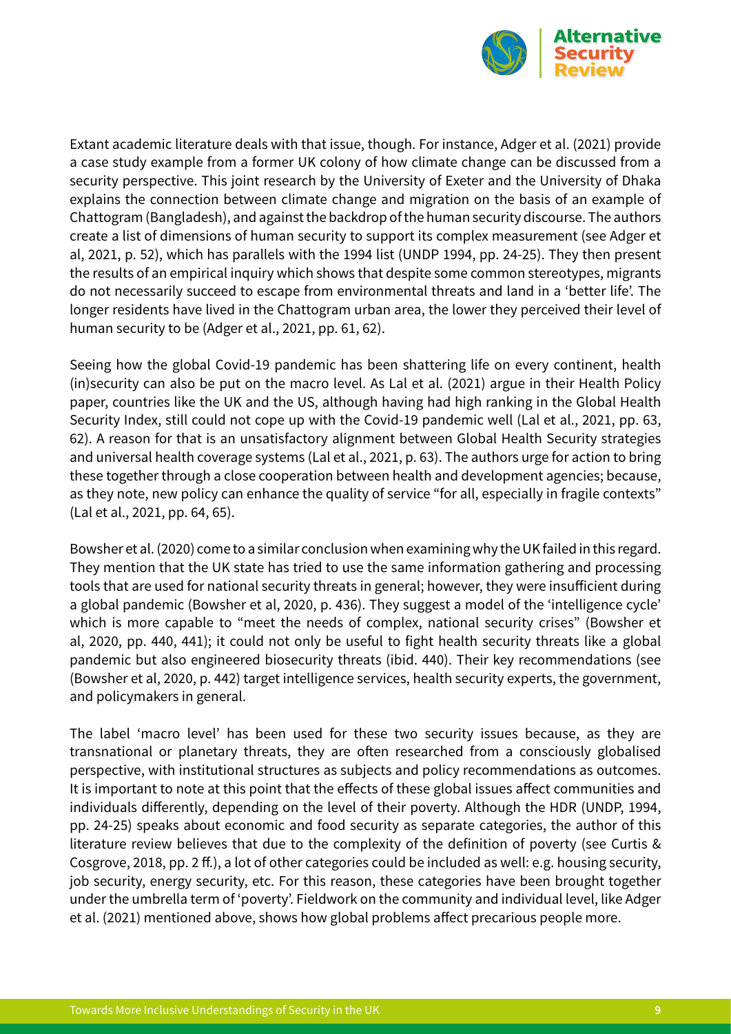Extant academic literature deals with that issue, though. For instance, Adger et al. (2021) provide a case study example from a former UK colony of how climate change can be discussed from a security perspective. This joint research by the University of Exeter and the University of Dhaka explains the connection between climate change and migration on the basis of an example of Chattogram (Bangladesh), and against the backdrop of the human security discourse. The authors create a list of dimensions of human security to support its complex measurement (see Adger et al, 2021, p. 52), which has parallels with the 1994 list (UNDP 1994, pp. 24-25). They then present the results of an empirical inquiry which shows that despite some common stereotypes, migrants do not necessarily succeed to escape from environmental threats and land in a 'better life'. The longer residents have lived in the Chattogram urban area, the lower they perceived their level of human security to be (Adger et al., 2021, pp. 61, 62).

Seeing how the global Covid-19 pandemic has been shattering life on every continent, health (in)security can also be put on the macro level. As Lal et al. (2021) argue in their Health Policy paper, countries like the UK and the US, although having had high ranking in the Global Health Security Index, still could not cope up with the Covid-19 pandemic well (Lal et al., 2021, pp. 63, 62). A reason for that is an unsatisfactory alignment between Global Health Security strategies and universal health coverage systems (Lal et al., 2021, p. 63). The authors urge for action to bring these together through a close cooperation between health and development agencies; because, as they note, new policy can enhance the quality of service "for all, especially in fragile contexts" (Lal et al., 2021, pp. 64, 65).

Bowsher et al. (2020) come to a similar conclusion when examining why the UK failed in this regard. They mention that the UK state has tried to use the same information gathering and processing tools that are used for national security threats in general; however, they were insufficient during a global pandemic (Bowsher et al, 2020, p. 436). They suggest a model of the 'intelligence cycle' which is more capable to "meet the needs of complex, national security crises" (Bowsher et al, 2020, pp. 440, 441); it could not only be useful to fight health security threats like a global pandemic but also engineered biosecurity threats (ibid. 440). Their key recommendations (see (Bowsher et al, 2020, p. 442) target intelligence services, health security experts, the government, and policymakers in general.

The label 'macro level' has been used for these two security issues because, as they are transnational or planetary threats, they are often researched from a consciously globalised perspective, with institutional structures as subjects and policy recommendations as outcomes. It is important to note at this point that the effects of these global issues affect communities and individuals differently, depending on the level of their poverty. Although the HDR (UNDP, 1994, pp. 24-25) speaks about economic and food security as separate categories, the author of this literature review believes that due to the complexity of the definition of poverty (see Curtis & Cosgrove, 2018, pp. 2 ff.), a lot of other categories could be included as well: e.g. housing security, job security, energy security, etc. For this reason, these categories have been brought together under the umbrella term of 'poverty'. Fieldwork on the community and individual level, like Adger et al. (2021) mentioned above, shows how global problems affect precarious people more.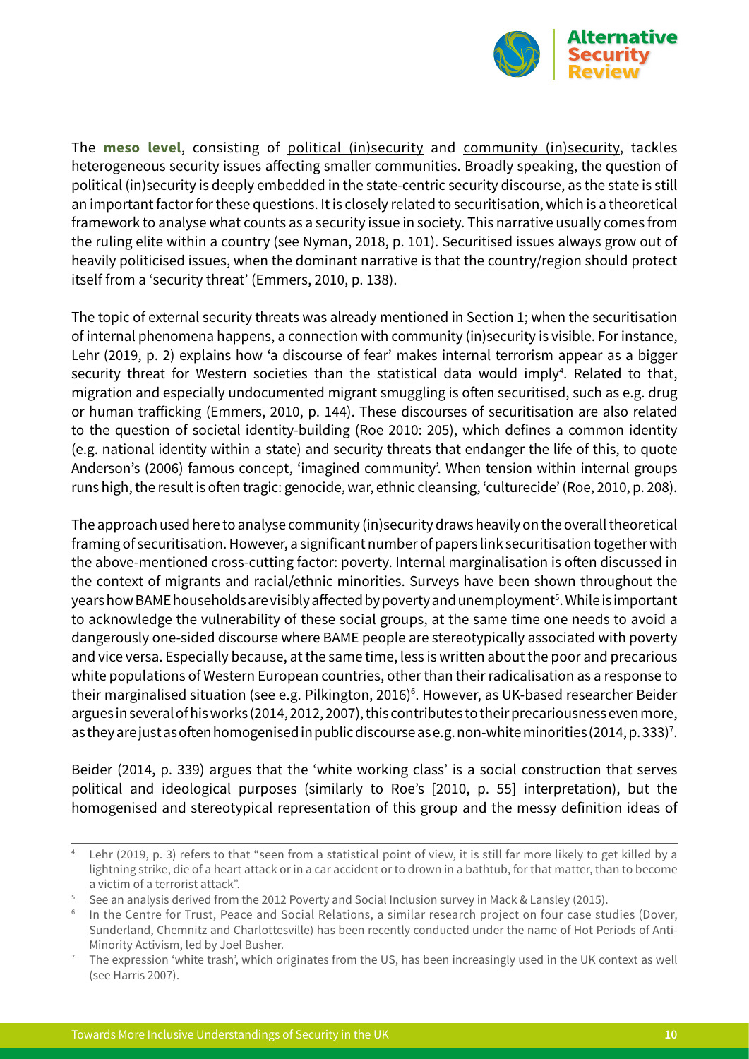The **meso level**, consisting of political (in)security and community (in)security, tackles heterogeneous security issues affecting smaller communities. Broadly speaking, the question of political (in)security is deeply embedded in the state-centric security discourse, as the state is still an important factor for these questions. It is closely related to securitisation, which is a theoretical framework to analyse what counts as a security issue in society. This narrative usually comes from the ruling elite within a country (see Nyman, 2018, p. 101). Securitised issues always grow out of heavily politicised issues, when the dominant narrative is that the country/region should protect itself from a 'security threat' (Emmers, 2010, p. 138).

The topic of external security threats was already mentioned in Section 1; when the securitisation of internal phenomena happens, a connection with community (in)security is visible. For instance, Lehr (2019, p. 2) explains how 'a discourse of fear' makes internal terrorism appear as a bigger security threat for Western societies than the statistical data would imply[4]. Related to that, migration and especially undocumented migrant smuggling is often securitised, such as e.g. drug or human trafficking (Emmers, 2010, p. 144). These discourses of securitisation are also related to the question of societal identity-building (Roe 2010: 205), which defines a common identity (e.g. national identity within a state) and security threats that endanger the life of this, to quote Anderson's (2006) famous concept, 'imagined community'. When tension within internal groups runs high, the result is often tragic: genocide, war, ethnic cleansing, 'culturecide' (Roe, 2010, p. 208).

The approach used here to analyse community (in)security draws heavily on the overall theoretical framing of securitisation. However, a significant number of papers link securitisation together with the above-mentioned cross-cutting factor: poverty. Internal marginalisation is often discussed in the context of migrants and racial/ethnic minorities. Surveys have been shown throughout the years how BAME households are visibly affected by poverty and unemployment[5]. While is important to acknowledge the vulnerability of these social groups, at the same time one needs to avoid a dangerously one-sided discourse where BAME people are stereotypically associated with poverty and vice versa. Especially because, at the same time, less is written about the poor and precarious white populations of Western European countries, other than their radicalisation as a response to their marginalised situation (see e.g. Pilkington, 2016)[6]. However, as UK-based researcher Beider argues in several of his works (2014, 2012, 2007), this contributes to their precariousness even more, as they are just as often homogenised in public discourse as e.g. non-white minorities (2014, p. 333)[7].

Beider (2014, p. 339) argues that the 'white working class' is a social construction that serves political and ideological purposes (similarly to Roe's [2010, p. 55] interpretation), but the homogenised and stereotypical representation of this group and the messy definition ideas of

---

[4] Lehr (2019, p. 3) refers to that "seen from a statistical point of view, it is still far more likely to get killed by a lightning strike, die of a heart attack or in a car accident or to drown in a bathtub, for that matter, than to become a victim of a terrorist attack".

[5] See an analysis derived from the 2012 Poverty and Social Inclusion survey in Mack & Lansley (2015).

[6] In the Centre for Trust, Peace and Social Relations, a similar research project on four case studies (Dover, Sunderland, Chemnitz and Charlottesville) has been recently conducted under the name of Hot Periods of Anti-Minority Activism, led by Joel Busher.

[7] The expression 'white trash', which originates from the US, has been increasingly used in the UK context as well (see Harris 2007).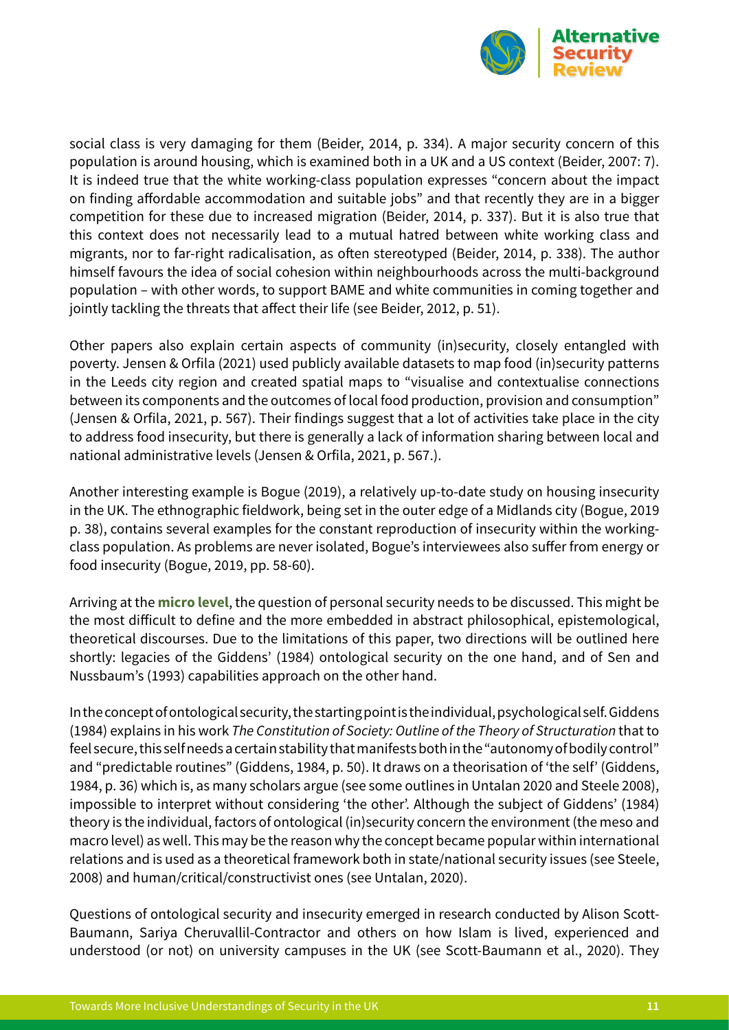social class is very damaging for them (Beider, 2014, p. 334). A major security concern of this population is around housing, which is examined both in a UK and a US context (Beider, 2007: 7). It is indeed true that the white working-class population expresses "concern about the impact on finding affordable accommodation and suitable jobs" and that recently they are in a bigger competition for these due to increased migration (Beider, 2014, p. 337). But it is also true that this context does not necessarily lead to a mutual hatred between white working class and migrants, nor to far-right radicalisation, as often stereotyped (Beider, 2014, p. 338). The author himself favours the idea of social cohesion within neighbourhoods across the multi-background population – with other words, to support BAME and white communities in coming together and jointly tackling the threats that affect their life (see Beider, 2012, p. 51).

Other papers also explain certain aspects of community (in)security, closely entangled with poverty. Jensen & Orfila (2021) used publicly available datasets to map food (in)security patterns in the Leeds city region and created spatial maps to "visualise and contextualise connections between its components and the outcomes of local food production, provision and consumption" (Jensen & Orfila, 2021, p. 567). Their findings suggest that a lot of activities take place in the city to address food insecurity, but there is generally a lack of information sharing between local and national administrative levels (Jensen & Orfila, 2021, p. 567.).

Another interesting example is Bogue (2019), a relatively up-to-date study on housing insecurity in the UK. The ethnographic fieldwork, being set in the outer edge of a Midlands city (Bogue, 2019 p. 38), contains several examples for the constant reproduction of insecurity within the working-class population. As problems are never isolated, Bogue's interviewees also suffer from energy or food insecurity (Bogue, 2019, pp. 58-60).

Arriving at the **micro level**, the question of personal security needs to be discussed. This might be the most difficult to define and the more embedded in abstract philosophical, epistemological, theoretical discourses. Due to the limitations of this paper, two directions will be outlined here shortly: legacies of the Giddens' (1984) ontological security on the one hand, and of Sen and Nussbaum's (1993) capabilities approach on the other hand.

In the concept of ontological security, the starting point is the individual, psychological self. Giddens (1984) explains in his work *The Constitution of Society: Outline of the Theory of Structuration* that to feel secure, this self needs a certain stability that manifests both in the "autonomy of bodily control" and "predictable routines" (Giddens, 1984, p. 50). It draws on a theorisation of 'the self' (Giddens, 1984, p. 36) which is, as many scholars argue (see some outlines in Untalan 2020 and Steele 2008), impossible to interpret without considering 'the other'. Although the subject of Giddens' (1984) theory is the individual, factors of ontological (in)security concern the environment (the meso and macro level) as well. This may be the reason why the concept became popular within international relations and is used as a theoretical framework both in state/national security issues (see Steele, 2008) and human/critical/constructivist ones (see Untalan, 2020).

Questions of ontological security and insecurity emerged in research conducted by Alison Scott-Baumann, Sariya Cheruvallil-Contractor and others on how Islam is lived, experienced and understood (or not) on university campuses in the UK (see Scott-Baumann et al., 2020). They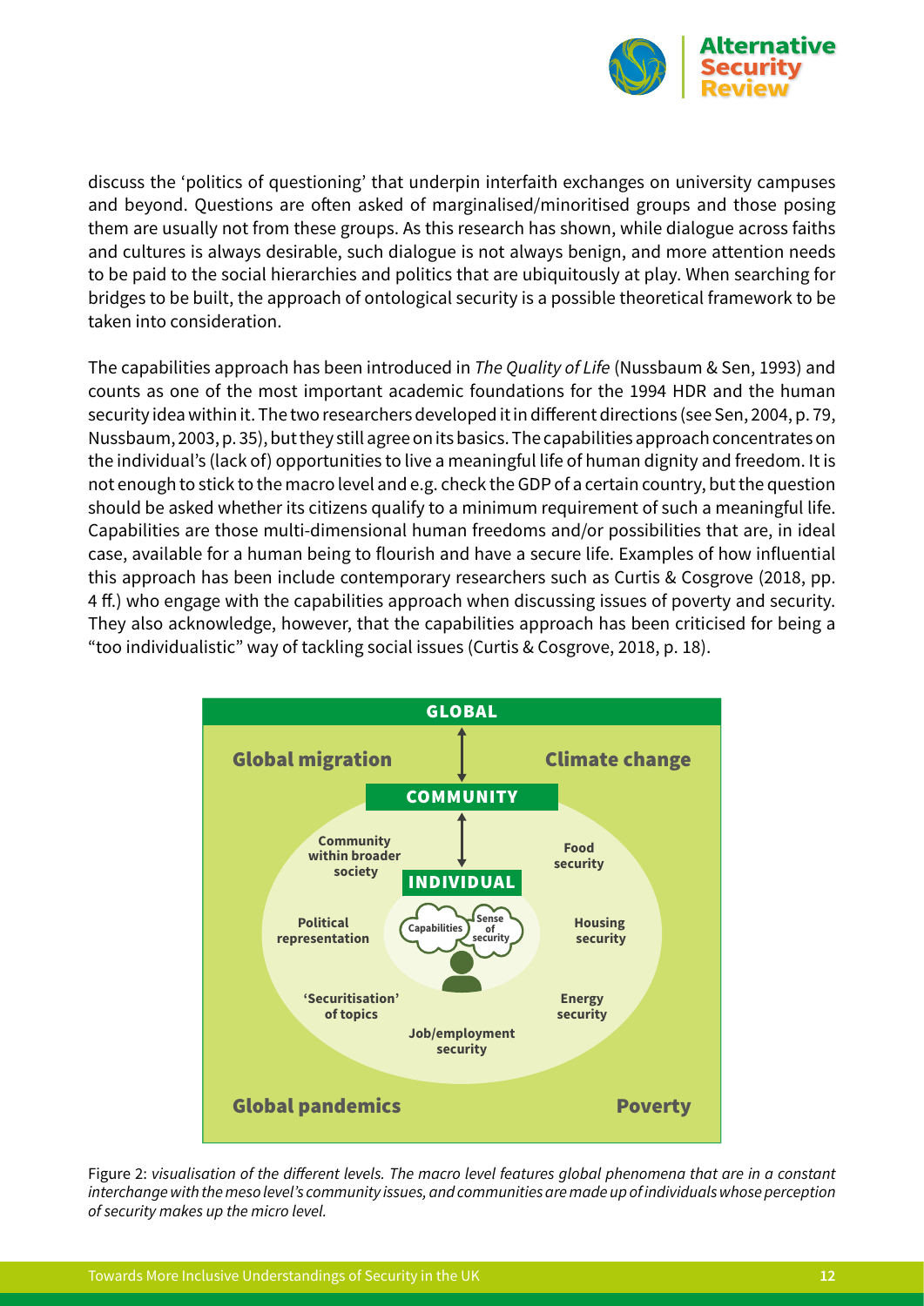discuss the 'politics of questioning' that underpin interfaith exchanges on university campuses and beyond. Questions are often asked of marginalised/minoritised groups and those posing them are usually not from these groups. As this research has shown, while dialogue across faiths and cultures is always desirable, such dialogue is not always benign, and more attention needs to be paid to the social hierarchies and politics that are ubiquitously at play. When searching for bridges to be built, the approach of ontological security is a possible theoretical framework to be taken into consideration.

The capabilities approach has been introduced in *The Quality of Life* (Nussbaum & Sen, 1993) and counts as one of the most important academic foundations for the 1994 HDR and the human security idea within it. The two researchers developed it in different directions (see Sen, 2004, p. 79, Nussbaum, 2003, p. 35), but they still agree on its basics. The capabilities approach concentrates on the individual's (lack of) opportunities to live a meaningful life of human dignity and freedom. It is not enough to stick to the macro level and e.g. check the GDP of a certain country, but the question should be asked whether its citizens qualify to a minimum requirement of such a meaningful life. Capabilities are those multi-dimensional human freedoms and/or possibilities that are, in ideal case, available for a human being to flourish and have a secure life. Examples of how influential this approach has been include contemporary researchers such as Curtis & Cosgrove (2018, pp. 4 ff.) who engage with the capabilities approach when discussing issues of poverty and security. They also acknowledge, however, that the capabilities approach has been criticised for being a "too individualistic" way of tackling social issues (Curtis & Cosgrove, 2018, p. 18).

GLOBAL

Global migration | Climate change | Global pandemics | Poverty

COMMUNITY

Community within broader society | Food security | Political representation | Housing security | 'Securitisation' of topics | Energy security | Job/employment security

INDIVIDUAL

Capabilities | Sense of security

Figure 2: *visualisation of the different levels. The macro level features global phenomena that are in a constant interchange with the meso level's community issues, and communities are made up of individuals whose perception of security makes up the micro level.*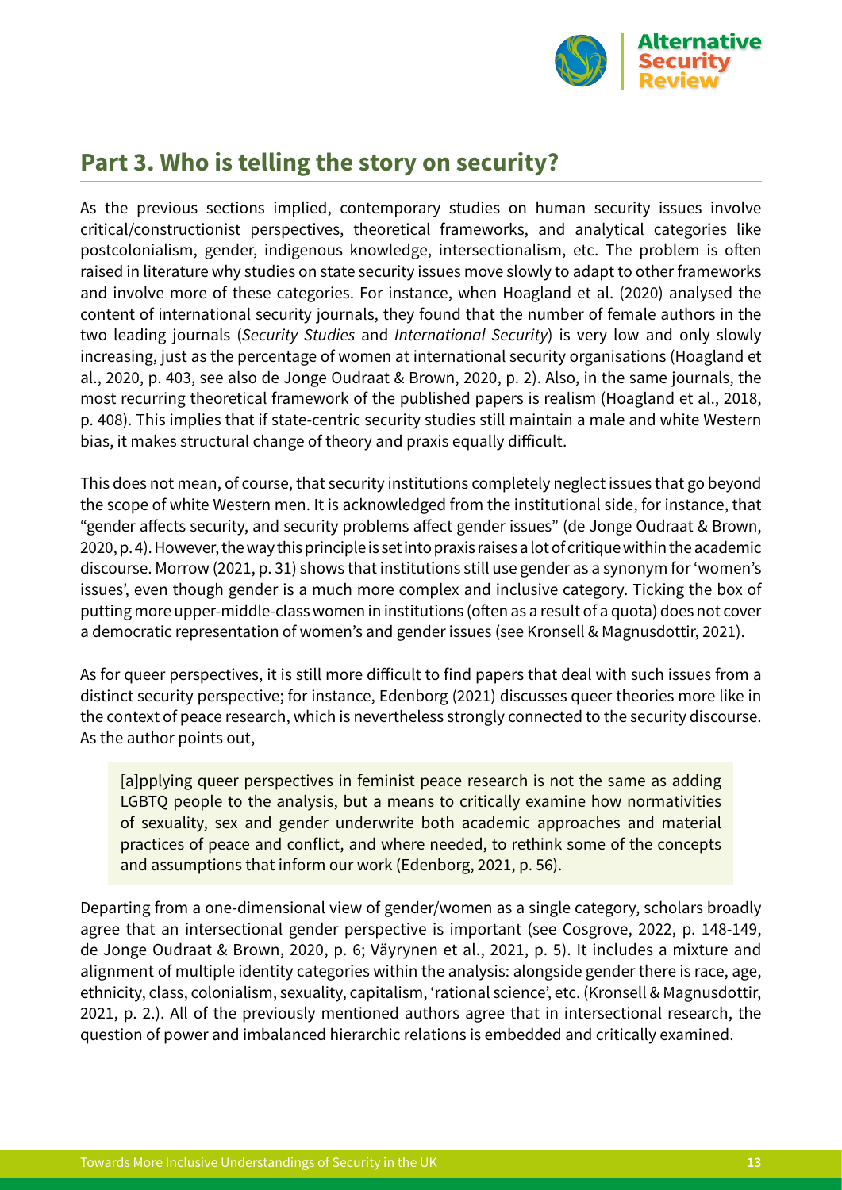## Part 3. Who is telling the story on security?

As the previous sections implied, contemporary studies on human security issues involve critical/constructionist perspectives, theoretical frameworks, and analytical categories like postcolonialism, gender, indigenous knowledge, intersectionalism, etc. The problem is often raised in literature why studies on state security issues move slowly to adapt to other frameworks and involve more of these categories. For instance, when Hoagland et al. (2020) analysed the content of international security journals, they found that the number of female authors in the two leading journals (*Security Studies* and *International Security*) is very low and only slowly increasing, just as the percentage of women at international security organisations (Hoagland et al., 2020, p. 403, see also de Jonge Oudraat & Brown, 2020, p. 2). Also, in the same journals, the most recurring theoretical framework of the published papers is realism (Hoagland et al., 2018, p. 408). This implies that if state-centric security studies still maintain a male and white Western bias, it makes structural change of theory and praxis equally difficult.

This does not mean, of course, that security institutions completely neglect issues that go beyond the scope of white Western men. It is acknowledged from the institutional side, for instance, that "gender affects security, and security problems affect gender issues" (de Jonge Oudraat & Brown, 2020, p. 4). However, the way this principle is set into praxis raises a lot of critique within the academic discourse. Morrow (2021, p. 31) shows that institutions still use gender as a synonym for 'women's issues', even though gender is a much more complex and inclusive category. Ticking the box of putting more upper-middle-class women in institutions (often as a result of a quota) does not cover a democratic representation of women's and gender issues (see Kronsell & Magnusdottir, 2021).

As for queer perspectives, it is still more difficult to find papers that deal with such issues from a distinct security perspective; for instance, Edenborg (2021) discusses queer theories more like in the context of peace research, which is nevertheless strongly connected to the security discourse. As the author points out,

> [a]pplying queer perspectives in feminist peace research is not the same as adding LGBTQ people to the analysis, but a means to critically examine how normativities of sexuality, sex and gender underwrite both academic approaches and material practices of peace and conflict, and where needed, to rethink some of the concepts and assumptions that inform our work (Edenborg, 2021, p. 56).

Departing from a one-dimensional view of gender/women as a single category, scholars broadly agree that an intersectional gender perspective is important (see Cosgrove, 2022, p. 148-149, de Jonge Oudraat & Brown, 2020, p. 6; Väyrynen et al., 2021, p. 5). It includes a mixture and alignment of multiple identity categories within the analysis: alongside gender there is race, age, ethnicity, class, colonialism, sexuality, capitalism, 'rational science', etc. (Kronsell & Magnusdottir, 2021, p. 2.). All of the previously mentioned authors agree that in intersectional research, the question of power and imbalanced hierarchic relations is embedded and critically examined.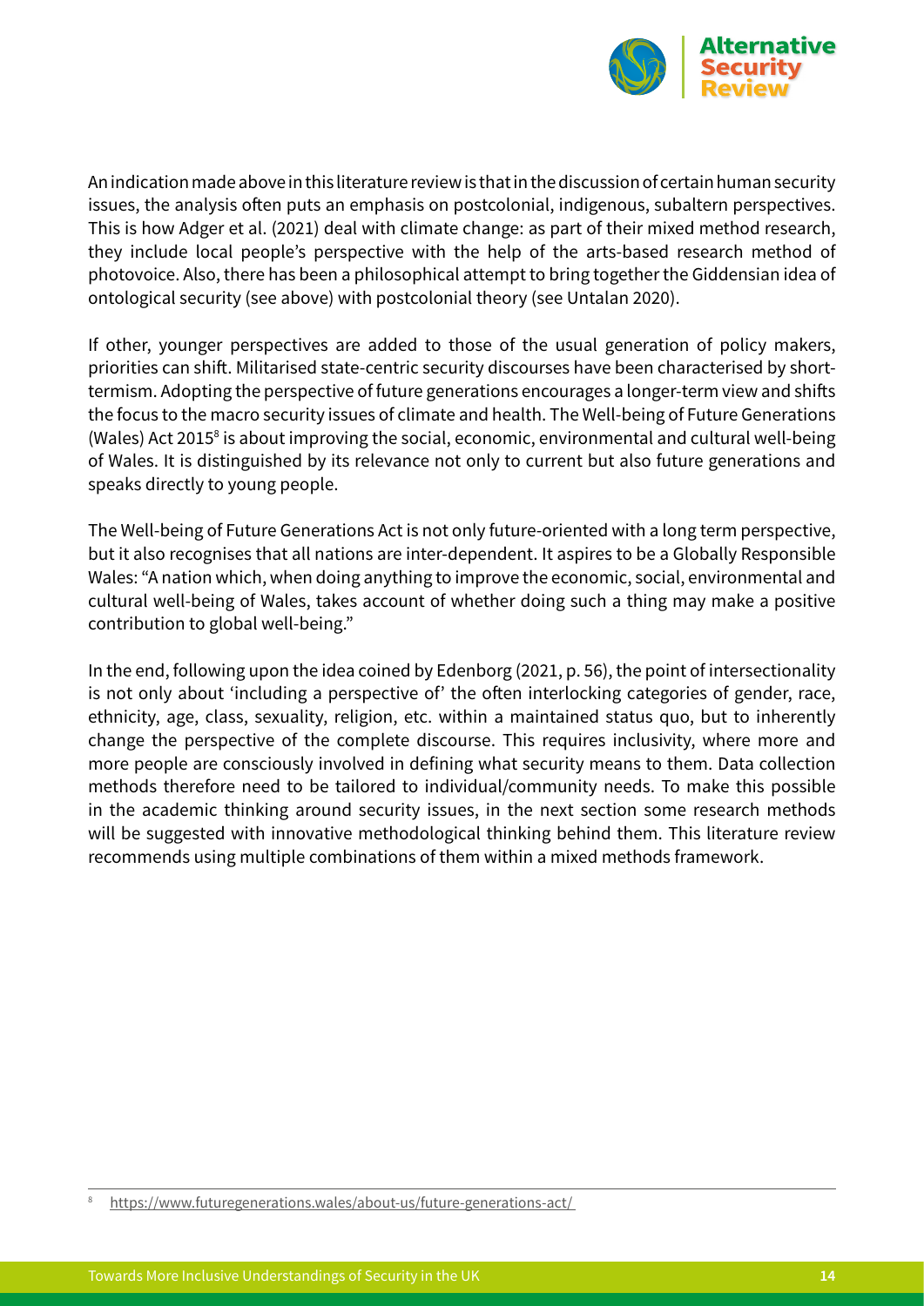An indication made above in this literature review is that in the discussion of certain human security issues, the analysis often puts an emphasis on postcolonial, indigenous, subaltern perspectives. This is how Adger et al. (2021) deal with climate change: as part of their mixed method research, they include local people's perspective with the help of the arts-based research method of photovoice. Also, there has been a philosophical attempt to bring together the Giddensian idea of ontological security (see above) with postcolonial theory (see Untalan 2020).

If other, younger perspectives are added to those of the usual generation of policy makers, priorities can shift. Militarised state-centric security discourses have been characterised by short-termism. Adopting the perspective of future generations encourages a longer-term view and shifts the focus to the macro security issues of climate and health. The Well-being of Future Generations (Wales) Act 2015[8] is about improving the social, economic, environmental and cultural well-being of Wales. It is distinguished by its relevance not only to current but also future generations and speaks directly to young people.

The Well-being of Future Generations Act is not only future-oriented with a long term perspective, but it also recognises that all nations are inter-dependent. It aspires to be a Globally Responsible Wales: "A nation which, when doing anything to improve the economic, social, environmental and cultural well-being of Wales, takes account of whether doing such a thing may make a positive contribution to global well-being."

In the end, following upon the idea coined by Edenborg (2021, p. 56), the point of intersectionality is not only about 'including a perspective of' the often interlocking categories of gender, race, ethnicity, age, class, sexuality, religion, etc. within a maintained status quo, but to inherently change the perspective of the complete discourse. This requires inclusivity, where more and more people are consciously involved in defining what security means to them. Data collection methods therefore need to be tailored to individual/community needs. To make this possible in the academic thinking around security issues, in the next section some research methods will be suggested with innovative methodological thinking behind them. This literature review recommends using multiple combinations of them within a mixed methods framework.

[8] https://www.futuregenerations.wales/about-us/future-generations-act/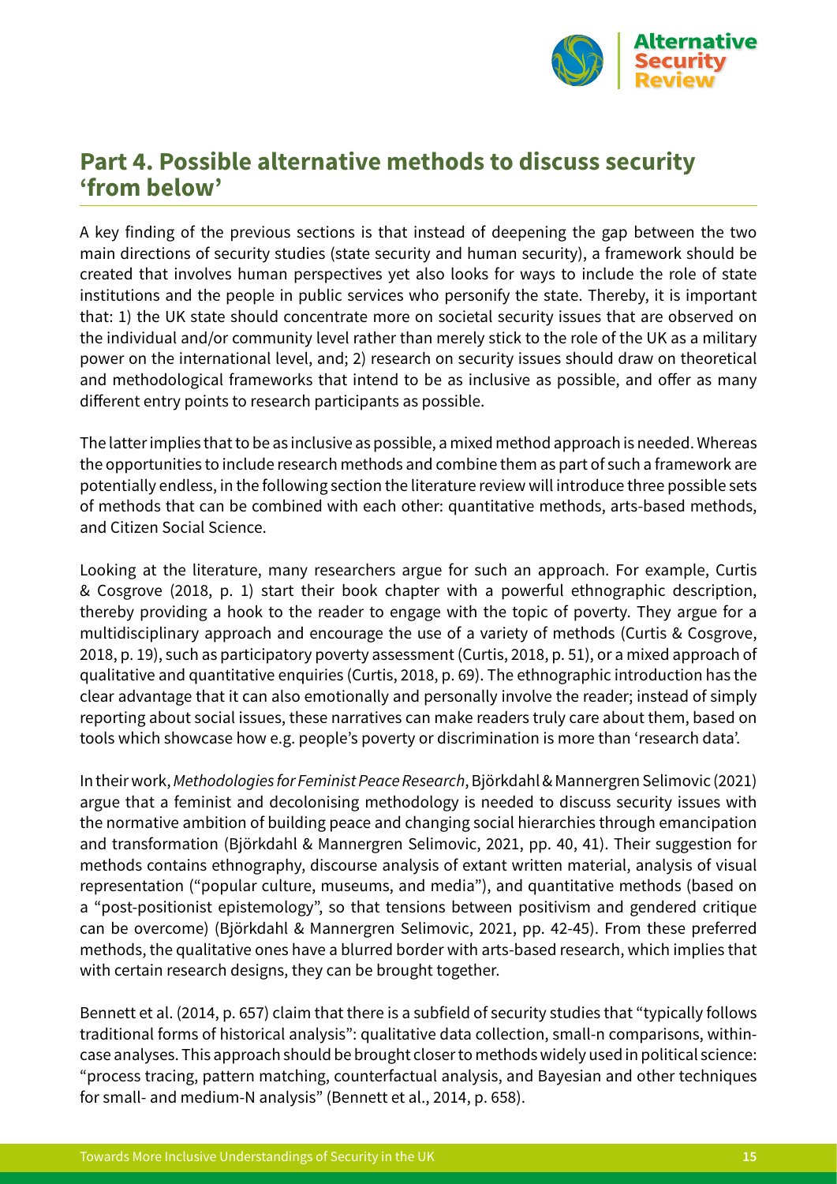## Part 4. Possible alternative methods to discuss security 'from below'

A key finding of the previous sections is that instead of deepening the gap between the two main directions of security studies (state security and human security), a framework should be created that involves human perspectives yet also looks for ways to include the role of state institutions and the people in public services who personify the state. Thereby, it is important that: 1) the UK state should concentrate more on societal security issues that are observed on the individual and/or community level rather than merely stick to the role of the UK as a military power on the international level, and; 2) research on security issues should draw on theoretical and methodological frameworks that intend to be as inclusive as possible, and offer as many different entry points to research participants as possible.

The latter implies that to be as inclusive as possible, a mixed method approach is needed. Whereas the opportunities to include research methods and combine them as part of such a framework are potentially endless, in the following section the literature review will introduce three possible sets of methods that can be combined with each other: quantitative methods, arts-based methods, and Citizen Social Science.

Looking at the literature, many researchers argue for such an approach. For example, Curtis & Cosgrove (2018, p. 1) start their book chapter with a powerful ethnographic description, thereby providing a hook to the reader to engage with the topic of poverty. They argue for a multidisciplinary approach and encourage the use of a variety of methods (Curtis & Cosgrove, 2018, p. 19), such as participatory poverty assessment (Curtis, 2018, p. 51), or a mixed approach of qualitative and quantitative enquiries (Curtis, 2018, p. 69). The ethnographic introduction has the clear advantage that it can also emotionally and personally involve the reader; instead of simply reporting about social issues, these narratives can make readers truly care about them, based on tools which showcase how e.g. people's poverty or discrimination is more than 'research data'.

In their work, *Methodologies for Feminist Peace Research*, Björkdahl & Mannergren Selimovic (2021) argue that a feminist and decolonising methodology is needed to discuss security issues with the normative ambition of building peace and changing social hierarchies through emancipation and transformation (Björkdahl & Mannergren Selimovic, 2021, pp. 40, 41). Their suggestion for methods contains ethnography, discourse analysis of extant written material, analysis of visual representation ("popular culture, museums, and media"), and quantitative methods (based on a "post-positionist epistemology", so that tensions between positivism and gendered critique can be overcome) (Björkdahl & Mannergren Selimovic, 2021, pp. 42-45). From these preferred methods, the qualitative ones have a blurred border with arts-based research, which implies that with certain research designs, they can be brought together.

Bennett et al. (2014, p. 657) claim that there is a subfield of security studies that "typically follows traditional forms of historical analysis": qualitative data collection, small-n comparisons, within-case analyses. This approach should be brought closer to methods widely used in political science: "process tracing, pattern matching, counterfactual analysis, and Bayesian and other techniques for small- and medium-N analysis" (Bennett et al., 2014, p. 658).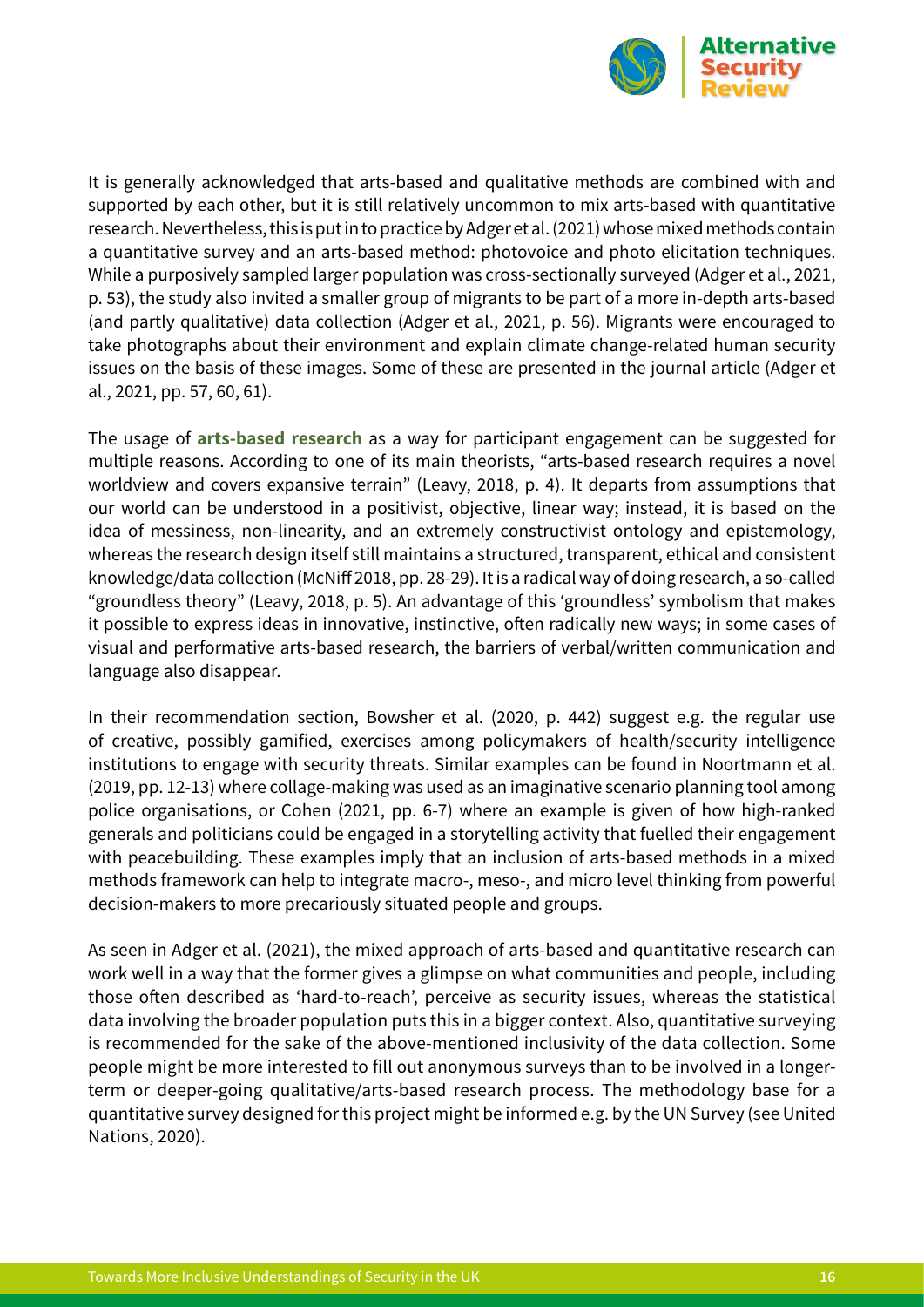It is generally acknowledged that arts-based and qualitative methods are combined with and supported by each other, but it is still relatively uncommon to mix arts-based with quantitative research. Nevertheless, this is put in to practice by Adger et al. (2021) whose mixed methods contain a quantitative survey and an arts-based method: photovoice and photo elicitation techniques. While a purposively sampled larger population was cross-sectionally surveyed (Adger et al., 2021, p. 53), the study also invited a smaller group of migrants to be part of a more in-depth arts-based (and partly qualitative) data collection (Adger et al., 2021, p. 56). Migrants were encouraged to take photographs about their environment and explain climate change-related human security issues on the basis of these images. Some of these are presented in the journal article (Adger et al., 2021, pp. 57, 60, 61).

The usage of **arts-based research** as a way for participant engagement can be suggested for multiple reasons. According to one of its main theorists, "arts-based research requires a novel worldview and covers expansive terrain" (Leavy, 2018, p. 4). It departs from assumptions that our world can be understood in a positivist, objective, linear way; instead, it is based on the idea of messiness, non-linearity, and an extremely constructivist ontology and epistemology, whereas the research design itself still maintains a structured, transparent, ethical and consistent knowledge/data collection (McNiff 2018, pp. 28-29). It is a radical way of doing research, a so-called "groundless theory" (Leavy, 2018, p. 5). An advantage of this 'groundless' symbolism that makes it possible to express ideas in innovative, instinctive, often radically new ways; in some cases of visual and performative arts-based research, the barriers of verbal/written communication and language also disappear.

In their recommendation section, Bowsher et al. (2020, p. 442) suggest e.g. the regular use of creative, possibly gamified, exercises among policymakers of health/security intelligence institutions to engage with security threats. Similar examples can be found in Noortmann et al. (2019, pp. 12-13) where collage-making was used as an imaginative scenario planning tool among police organisations, or Cohen (2021, pp. 6-7) where an example is given of how high-ranked generals and politicians could be engaged in a storytelling activity that fuelled their engagement with peacebuilding. These examples imply that an inclusion of arts-based methods in a mixed methods framework can help to integrate macro-, meso-, and micro level thinking from powerful decision-makers to more precariously situated people and groups.

As seen in Adger et al. (2021), the mixed approach of arts-based and quantitative research can work well in a way that the former gives a glimpse on what communities and people, including those often described as 'hard-to-reach', perceive as security issues, whereas the statistical data involving the broader population puts this in a bigger context. Also, quantitative surveying is recommended for the sake of the above-mentioned inclusivity of the data collection. Some people might be more interested to fill out anonymous surveys than to be involved in a longer-term or deeper-going qualitative/arts-based research process. The methodology base for a quantitative survey designed for this project might be informed e.g. by the UN Survey (see United Nations, 2020).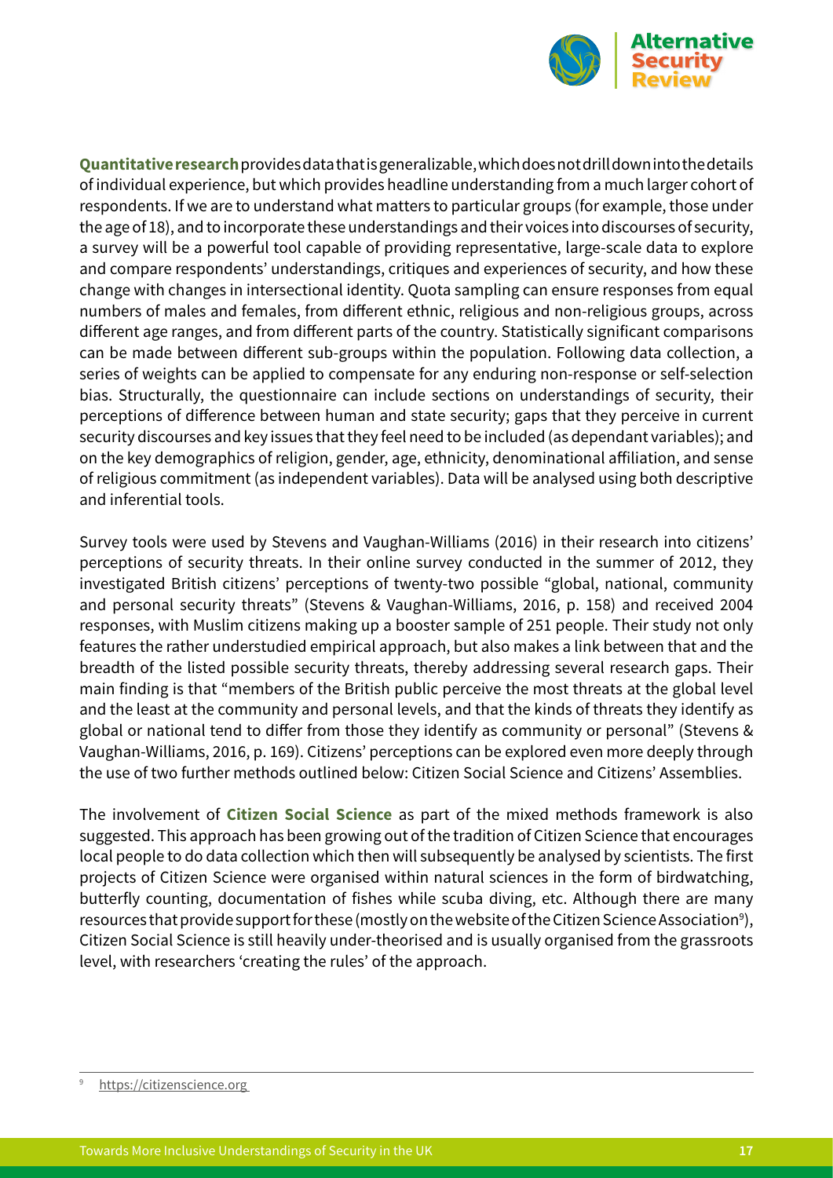**Quantitative research** provides data that is generalizable, which does not drill down into the details of individual experience, but which provides headline understanding from a much larger cohort of respondents. If we are to understand what matters to particular groups (for example, those under the age of 18), and to incorporate these understandings and their voices into discourses of security, a survey will be a powerful tool capable of providing representative, large-scale data to explore and compare respondents' understandings, critiques and experiences of security, and how these change with changes in intersectional identity. Quota sampling can ensure responses from equal numbers of males and females, from different ethnic, religious and non-religious groups, across different age ranges, and from different parts of the country. Statistically significant comparisons can be made between different sub-groups within the population. Following data collection, a series of weights can be applied to compensate for any enduring non-response or self-selection bias. Structurally, the questionnaire can include sections on understandings of security, their perceptions of difference between human and state security; gaps that they perceive in current security discourses and key issues that they feel need to be included (as dependant variables); and on the key demographics of religion, gender, age, ethnicity, denominational affiliation, and sense of religious commitment (as independent variables). Data will be analysed using both descriptive and inferential tools.

Survey tools were used by Stevens and Vaughan-Williams (2016) in their research into citizens' perceptions of security threats. In their online survey conducted in the summer of 2012, they investigated British citizens' perceptions of twenty-two possible "global, national, community and personal security threats" (Stevens & Vaughan-Williams, 2016, p. 158) and received 2004 responses, with Muslim citizens making up a booster sample of 251 people. Their study not only features the rather understudied empirical approach, but also makes a link between that and the breadth of the listed possible security threats, thereby addressing several research gaps. Their main finding is that "members of the British public perceive the most threats at the global level and the least at the community and personal levels, and that the kinds of threats they identify as global or national tend to differ from those they identify as community or personal" (Stevens & Vaughan-Williams, 2016, p. 169). Citizens' perceptions can be explored even more deeply through the use of two further methods outlined below: Citizen Social Science and Citizens' Assemblies.

The involvement of **Citizen Social Science** as part of the mixed methods framework is also suggested. This approach has been growing out of the tradition of Citizen Science that encourages local people to do data collection which then will subsequently be analysed by scientists. The first projects of Citizen Science were organised within natural sciences in the form of birdwatching, butterfly counting, documentation of fishes while scuba diving, etc. Although there are many resources that provide support for these (mostly on the website of the Citizen Science Association[9]), Citizen Social Science is still heavily under-theorised and is usually organised from the grassroots level, with researchers 'creating the rules' of the approach.

---

[9] https://citizenscience.org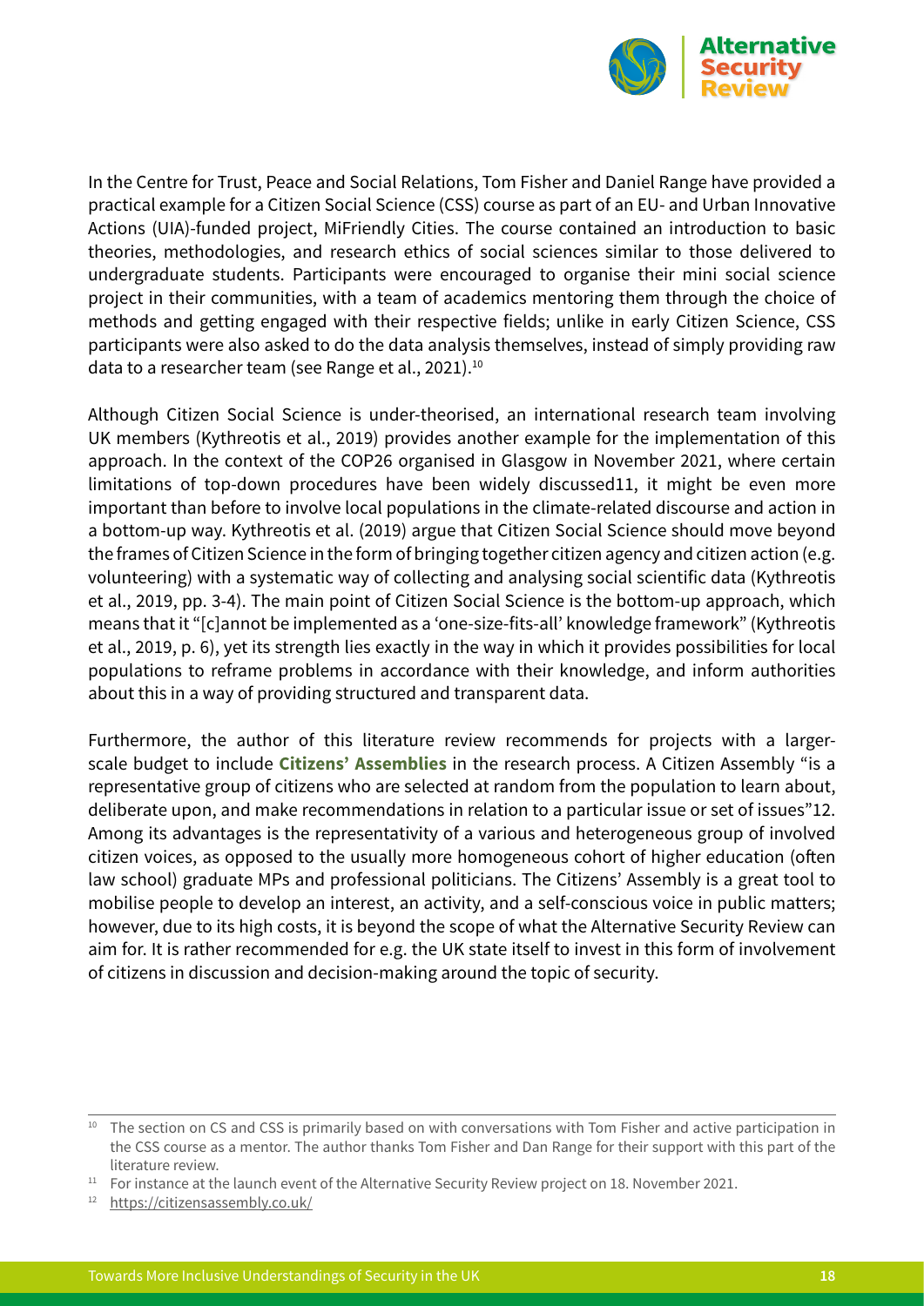In the Centre for Trust, Peace and Social Relations, Tom Fisher and Daniel Range have provided a practical example for a Citizen Social Science (CSS) course as part of an EU- and Urban Innovative Actions (UIA)-funded project, MiFriendly Cities. The course contained an introduction to basic theories, methodologies, and research ethics of social sciences similar to those delivered to undergraduate students. Participants were encouraged to organise their mini social science project in their communities, with a team of academics mentoring them through the choice of methods and getting engaged with their respective fields; unlike in early Citizen Science, CSS participants were also asked to do the data analysis themselves, instead of simply providing raw data to a researcher team (see Range et al., 2021).[10]

Although Citizen Social Science is under-theorised, an international research team involving UK members (Kythreotis et al., 2019) provides another example for the implementation of this approach. In the context of the COP26 organised in Glasgow in November 2021, where certain limitations of top-down procedures have been widely discussed11, it might be even more important than before to involve local populations in the climate-related discourse and action in a bottom-up way. Kythreotis et al. (2019) argue that Citizen Social Science should move beyond the frames of Citizen Science in the form of bringing together citizen agency and citizen action (e.g. volunteering) with a systematic way of collecting and analysing social scientific data (Kythreotis et al., 2019, pp. 3-4). The main point of Citizen Social Science is the bottom-up approach, which means that it "[c]annot be implemented as a 'one-size-fits-all' knowledge framework" (Kythreotis et al., 2019, p. 6), yet its strength lies exactly in the way in which it provides possibilities for local populations to reframe problems in accordance with their knowledge, and inform authorities about this in a way of providing structured and transparent data.

Furthermore, the author of this literature review recommends for projects with a larger-scale budget to include **Citizens' Assemblies** in the research process. A Citizen Assembly "is a representative group of citizens who are selected at random from the population to learn about, deliberate upon, and make recommendations in relation to a particular issue or set of issues"12. Among its advantages is the representativity of a various and heterogeneous group of involved citizen voices, as opposed to the usually more homogeneous cohort of higher education (often law school) graduate MPs and professional politicians. The Citizens' Assembly is a great tool to mobilise people to develop an interest, an activity, and a self-conscious voice in public matters; however, due to its high costs, it is beyond the scope of what the Alternative Security Review can aim for. It is rather recommended for e.g. the UK state itself to invest in this form of involvement of citizens in discussion and decision-making around the topic of security.

---

[10] The section on CS and CSS is primarily based on with conversations with Tom Fisher and active participation in the CSS course as a mentor. The author thanks Tom Fisher and Dan Range for their support with this part of the literature review.

[11] For instance at the launch event of the Alternative Security Review project on 18. November 2021.

[12] https://citizensassembly.co.uk/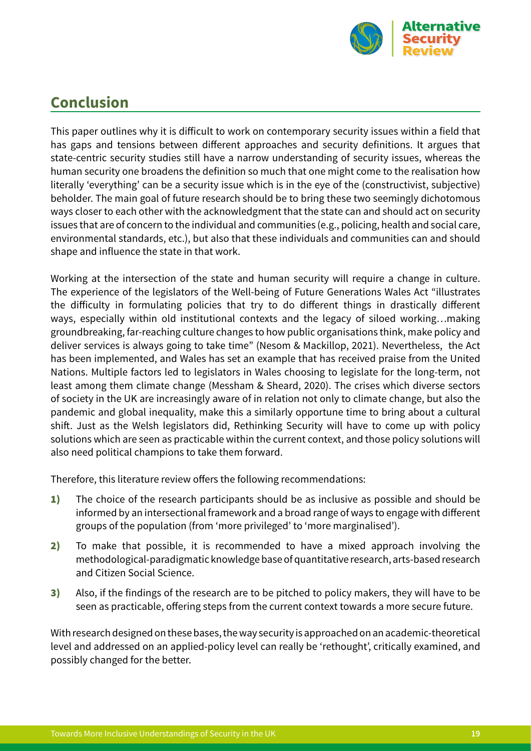## Conclusion

This paper outlines why it is difficult to work on contemporary security issues within a field that has gaps and tensions between different approaches and security definitions. It argues that state-centric security studies still have a narrow understanding of security issues, whereas the human security one broadens the definition so much that one might come to the realisation how literally 'everything' can be a security issue which is in the eye of the (constructivist, subjective) beholder. The main goal of future research should be to bring these two seemingly dichotomous ways closer to each other with the acknowledgment that the state can and should act on security issues that are of concern to the individual and communities (e.g., policing, health and social care, environmental standards, etc.), but also that these individuals and communities can and should shape and influence the state in that work.

Working at the intersection of the state and human security will require a change in culture. The experience of the legislators of the Well-being of Future Generations Wales Act "illustrates the difficulty in formulating policies that try to do different things in drastically different ways, especially within old institutional contexts and the legacy of siloed working…making groundbreaking, far-reaching culture changes to how public organisations think, make policy and deliver services is always going to take time" (Nesom & Mackillop, 2021). Nevertheless, the Act has been implemented, and Wales has set an example that has received praise from the United Nations. Multiple factors led to legislators in Wales choosing to legislate for the long-term, not least among them climate change (Messham & Sheard, 2020). The crises which diverse sectors of society in the UK are increasingly aware of in relation not only to climate change, but also the pandemic and global inequality, make this a similarly opportune time to bring about a cultural shift. Just as the Welsh legislators did, Rethinking Security will have to come up with policy solutions which are seen as practicable within the current context, and those policy solutions will also need political champions to take them forward.

Therefore, this literature review offers the following recommendations:

1) The choice of the research participants should be as inclusive as possible and should be informed by an intersectional framework and a broad range of ways to engage with different groups of the population (from 'more privileged' to 'more marginalised').
2) To make that possible, it is recommended to have a mixed approach involving the methodological-paradigmatic knowledge base of quantitative research, arts-based research and Citizen Social Science.
3) Also, if the findings of the research are to be pitched to policy makers, they will have to be seen as practicable, offering steps from the current context towards a more secure future.

With research designed on these bases, the way security is approached on an academic-theoretical level and addressed on an applied-policy level can really be 'rethought', critically examined, and possibly changed for the better.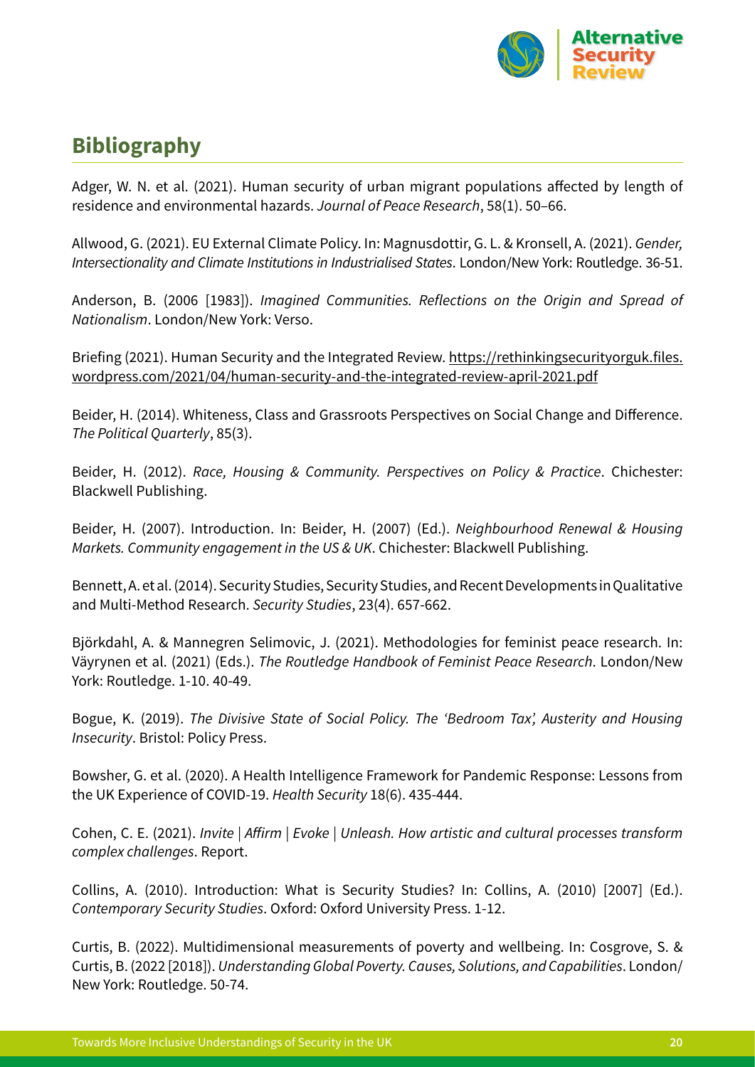## Bibliography

Adger, W. N. et al. (2021). Human security of urban migrant populations affected by length of residence and environmental hazards. *Journal of Peace Research*, 58(1). 50–66.

Allwood, G. (2021). EU External Climate Policy. In: Magnusdottir, G. L. & Kronsell, A. (2021). *Gender, Intersectionality and Climate Institutions in Industrialised States*. London/New York: Routledge. 36-51.

Anderson, B. (2006 [1983]). *Imagined Communities. Reflections on the Origin and Spread of Nationalism*. London/New York: Verso.

Briefing (2021). Human Security and the Integrated Review. https://rethinkingsecurityorguk.files.wordpress.com/2021/04/human-security-and-the-integrated-review-april-2021.pdf

Beider, H. (2014). Whiteness, Class and Grassroots Perspectives on Social Change and Difference. *The Political Quarterly*, 85(3).

Beider, H. (2012). *Race, Housing & Community. Perspectives on Policy & Practice*. Chichester: Blackwell Publishing.

Beider, H. (2007). Introduction. In: Beider, H. (2007) (Ed.). *Neighbourhood Renewal & Housing Markets. Community engagement in the US & UK*. Chichester: Blackwell Publishing.

Bennett, A. et al. (2014). Security Studies, Security Studies, and Recent Developments in Qualitative and Multi-Method Research. *Security Studies*, 23(4). 657-662.

Björkdahl, A. & Mannegren Selimovic, J. (2021). Methodologies for feminist peace research. In: Väyrynen et al. (2021) (Eds.). *The Routledge Handbook of Feminist Peace Research*. London/New York: Routledge. 1-10. 40-49.

Bogue, K. (2019). *The Divisive State of Social Policy. The 'Bedroom Tax', Austerity and Housing Insecurity*. Bristol: Policy Press.

Bowsher, G. et al. (2020). A Health Intelligence Framework for Pandemic Response: Lessons from the UK Experience of COVID-19. *Health Security* 18(6). 435-444.

Cohen, C. E. (2021). *Invite | Affirm | Evoke | Unleash. How artistic and cultural processes transform complex challenges*. Report.

Collins, A. (2010). Introduction: What is Security Studies? In: Collins, A. (2010) [2007] (Ed.). *Contemporary Security Studies*. Oxford: Oxford University Press. 1-12.

Curtis, B. (2022). Multidimensional measurements of poverty and wellbeing. In: Cosgrove, S. & Curtis, B. (2022 [2018]). *Understanding Global Poverty. Causes, Solutions, and Capabilities*. London/New York: Routledge. 50-74.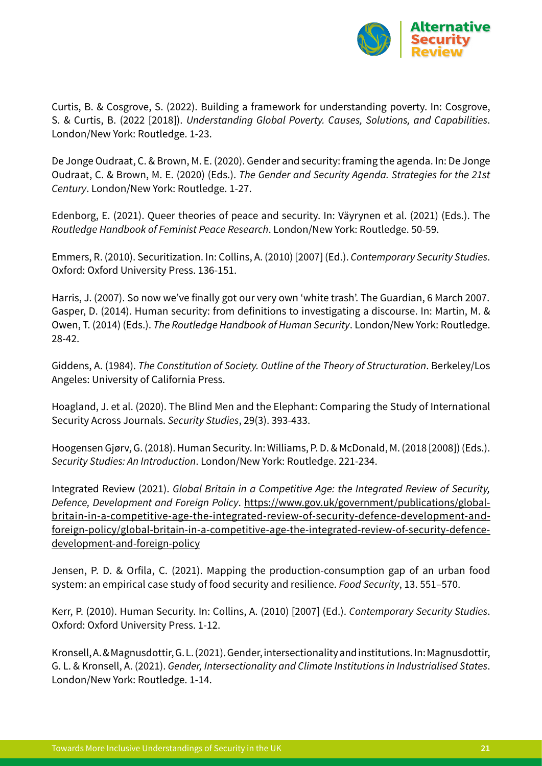Curtis, B. & Cosgrove, S. (2022). Building a framework for understanding poverty. In: Cosgrove, S. & Curtis, B. (2022 [2018]). *Understanding Global Poverty. Causes, Solutions, and Capabilities*. London/New York: Routledge. 1-23.

De Jonge Oudraat, C. & Brown, M. E. (2020). Gender and security: framing the agenda. In: De Jonge Oudraat, C. & Brown, M. E. (2020) (Eds.). *The Gender and Security Agenda. Strategies for the 21st Century*. London/New York: Routledge. 1-27.

Edenborg, E. (2021). Queer theories of peace and security. In: Väyrynen et al. (2021) (Eds.). The *Routledge Handbook of Feminist Peace Research*. London/New York: Routledge. 50-59.

Emmers, R. (2010). Securitization. In: Collins, A. (2010) [2007] (Ed.). *Contemporary Security Studies*. Oxford: Oxford University Press. 136-151.

Harris, J. (2007). So now we've finally got our very own 'white trash'. The Guardian, 6 March 2007.
Gasper, D. (2014). Human security: from definitions to investigating a discourse. In: Martin, M. & Owen, T. (2014) (Eds.). *The Routledge Handbook of Human Security*. London/New York: Routledge. 28-42.

Giddens, A. (1984). *The Constitution of Society. Outline of the Theory of Structuration*. Berkeley/Los Angeles: University of California Press.

Hoagland, J. et al. (2020). The Blind Men and the Elephant: Comparing the Study of International Security Across Journals. *Security Studies*, 29(3). 393-433.

Hoogensen Gjørv, G. (2018). Human Security. In: Williams, P. D. & McDonald, M. (2018 [2008]) (Eds.). *Security Studies: An Introduction*. London/New York: Routledge. 221-234.

Integrated Review (2021). *Global Britain in a Competitive Age: the Integrated Review of Security, Defence, Development and Foreign Policy*. https://www.gov.uk/government/publications/global-britain-in-a-competitive-age-the-integrated-review-of-security-defence-development-and-foreign-policy/global-britain-in-a-competitive-age-the-integrated-review-of-security-defence-development-and-foreign-policy

Jensen, P. D. & Orfila, C. (2021). Mapping the production-consumption gap of an urban food system: an empirical case study of food security and resilience. *Food Security*, 13. 551–570.

Kerr, P. (2010). Human Security. In: Collins, A. (2010) [2007] (Ed.). *Contemporary Security Studies*. Oxford: Oxford University Press. 1-12.

Kronsell, A. & Magnusdottir, G. L. (2021). Gender, intersectionality and institutions. In: Magnusdottir, G. L. & Kronsell, A. (2021). *Gender, Intersectionality and Climate Institutions in Industrialised States*. London/New York: Routledge. 1-14.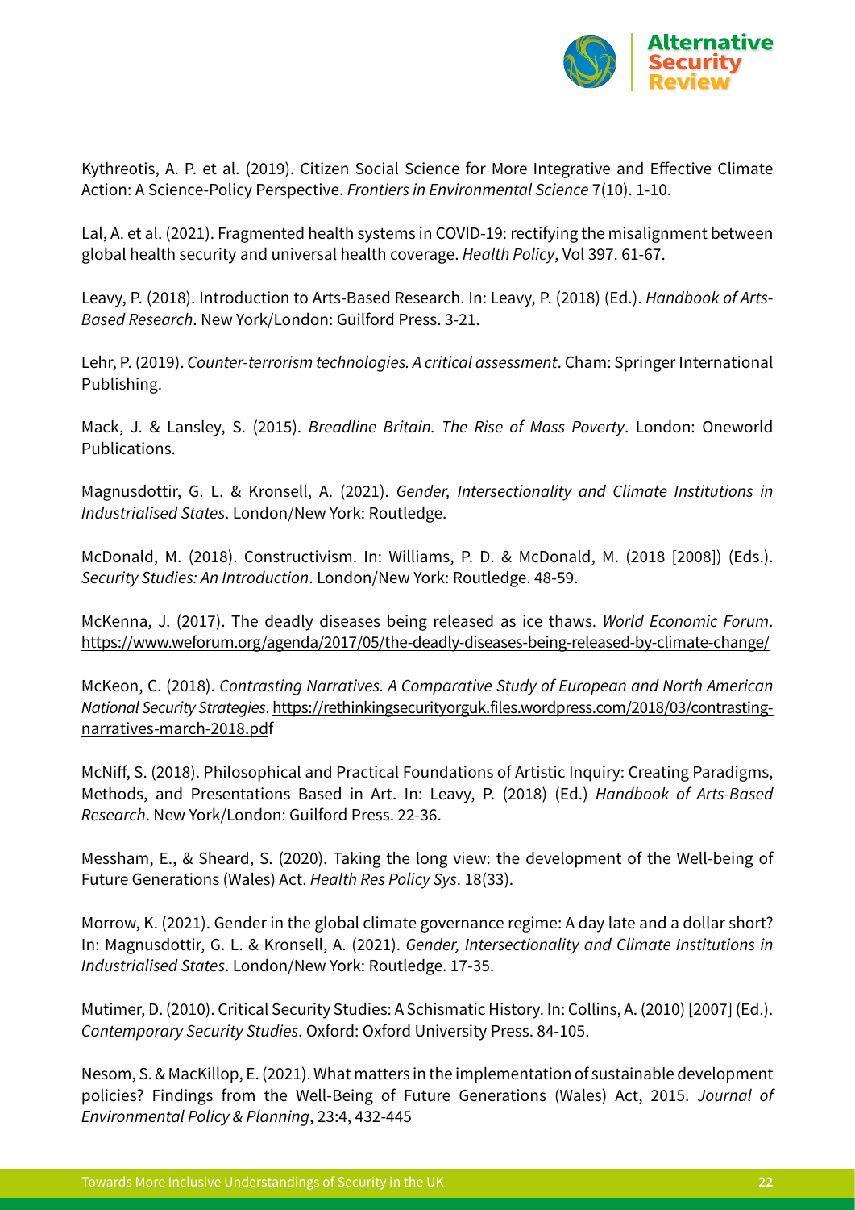Kythreotis, A. P. et al. (2019). Citizen Social Science for More Integrative and Effective Climate Action: A Science-Policy Perspective. *Frontiers in Environmental Science* 7(10). 1-10.

Lal, A. et al. (2021). Fragmented health systems in COVID-19: rectifying the misalignment between global health security and universal health coverage. *Health Policy*, Vol 397. 61-67.

Leavy, P. (2018). Introduction to Arts-Based Research. In: Leavy, P. (2018) (Ed.). *Handbook of Arts-Based Research*. New York/London: Guilford Press. 3-21.

Lehr, P. (2019). *Counter-terrorism technologies. A critical assessment*. Cham: Springer International Publishing.

Mack, J. & Lansley, S. (2015). *Breadline Britain. The Rise of Mass Poverty*. London: Oneworld Publications.

Magnusdottir, G. L. & Kronsell, A. (2021). *Gender, Intersectionality and Climate Institutions in Industrialised States*. London/New York: Routledge.

McDonald, M. (2018). Constructivism. In: Williams, P. D. & McDonald, M. (2018 [2008]) (Eds.). *Security Studies: An Introduction*. London/New York: Routledge. 48-59.

McKenna, J. (2017). The deadly diseases being released as ice thaws. *World Economic Forum*. https://www.weforum.org/agenda/2017/05/the-deadly-diseases-being-released-by-climate-change/

McKeon, C. (2018). *Contrasting Narratives. A Comparative Study of European and North American National Security Strategies*. https://rethinkingsecurityorguk.files.wordpress.com/2018/03/contrasting-narratives-march-2018.pdff

McNiff, S. (2018). Philosophical and Practical Foundations of Artistic Inquiry: Creating Paradigms, Methods, and Presentations Based in Art. In: Leavy, P. (2018) (Ed.) *Handbook of Arts-Based Research*. New York/London: Guilford Press. 22-36.

Messham, E., & Sheard, S. (2020). Taking the long view: the development of the Well-being of Future Generations (Wales) Act. *Health Res Policy Sys*. 18(33).

Morrow, K. (2021). Gender in the global climate governance regime: A day late and a dollar short? In: Magnusdottir, G. L. & Kronsell, A. (2021). *Gender, Intersectionality and Climate Institutions in Industrialised States*. London/New York: Routledge. 17-35.

Mutimer, D. (2010). Critical Security Studies: A Schismatic History. In: Collins, A. (2010) [2007] (Ed.). *Contemporary Security Studies*. Oxford: Oxford University Press. 84-105.

Nesom, S. & MacKillop, E. (2021). What matters in the implementation of sustainable development policies? Findings from the Well-Being of Future Generations (Wales) Act, 2015. *Journal of Environmental Policy & Planning*, 23:4, 432-445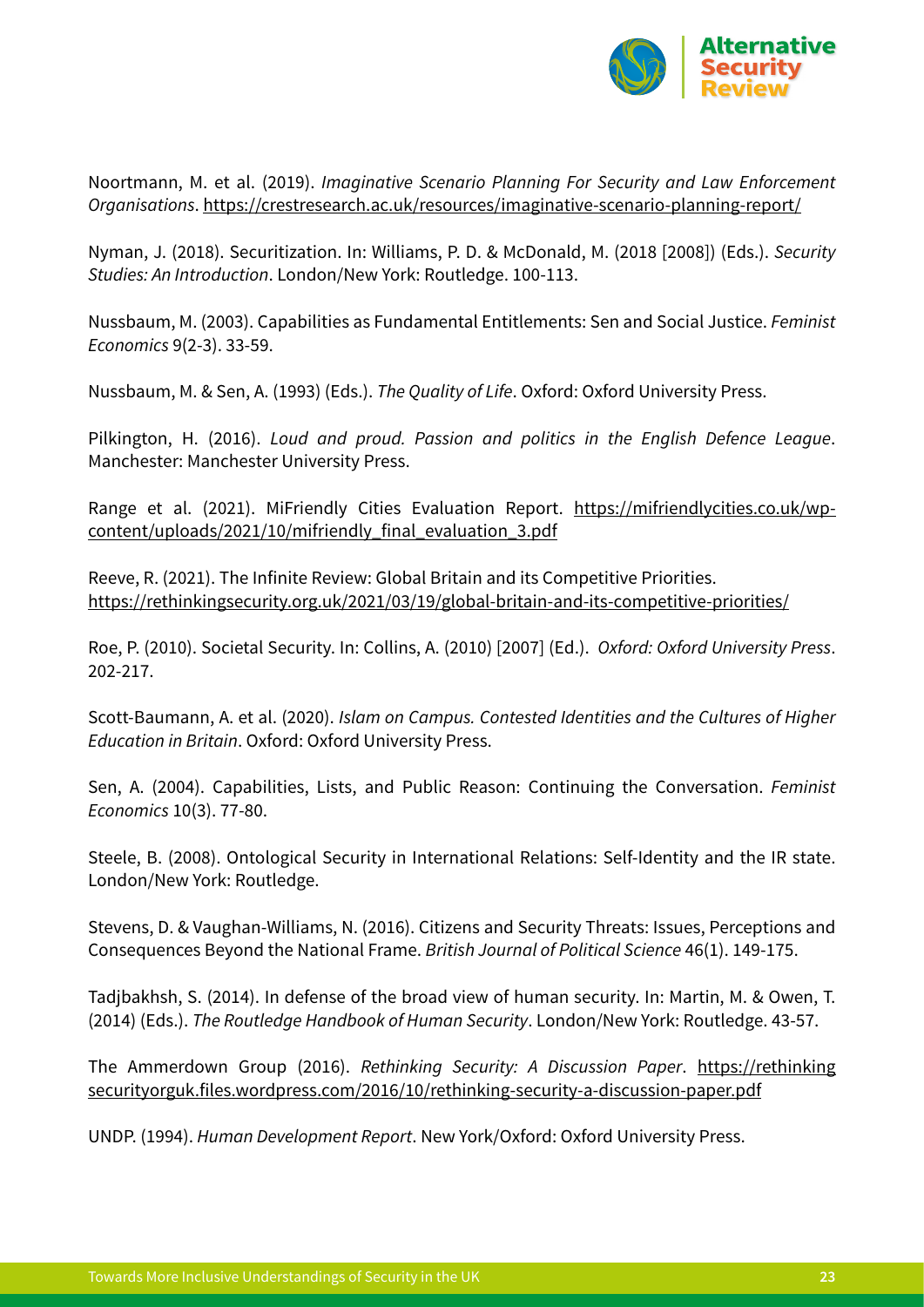Noortmann, M. et al. (2019). *Imaginative Scenario Planning For Security and Law Enforcement Organisations*. https://crestresearch.ac.uk/resources/imaginative-scenario-planning-report/

Nyman, J. (2018). Securitization. In: Williams, P. D. & McDonald, M. (2018 [2008]) (Eds.). *Security Studies: An Introduction*. London/New York: Routledge. 100-113.

Nussbaum, M. (2003). Capabilities as Fundamental Entitlements: Sen and Social Justice. *Feminist Economics* 9(2-3). 33-59.

Nussbaum, M. & Sen, A. (1993) (Eds.). *The Quality of Life*. Oxford: Oxford University Press.

Pilkington, H. (2016). *Loud and proud. Passion and politics in the English Defence League*. Manchester: Manchester University Press.

Range et al. (2021). MiFriendly Cities Evaluation Report. https://mifriendlycities.co.uk/wp-content/uploads/2021/10/mifriendly_final_evaluation_3.pdf

Reeve, R. (2021). The Infinite Review: Global Britain and its Competitive Priorities. https://rethinkingsecurity.org.uk/2021/03/19/global-britain-and-its-competitive-priorities/

Roe, P. (2010). Societal Security. In: Collins, A. (2010) [2007] (Ed.). *Oxford: Oxford University Press*. 202-217.

Scott-Baumann, A. et al. (2020). *Islam on Campus. Contested Identities and the Cultures of Higher Education in Britain*. Oxford: Oxford University Press.

Sen, A. (2004). Capabilities, Lists, and Public Reason: Continuing the Conversation. *Feminist Economics* 10(3). 77-80.

Steele, B. (2008). Ontological Security in International Relations: Self-Identity and the IR state. London/New York: Routledge.

Stevens, D. & Vaughan-Williams, N. (2016). Citizens and Security Threats: Issues, Perceptions and Consequences Beyond the National Frame. *British Journal of Political Science* 46(1). 149-175.

Tadjbakhsh, S. (2014). In defense of the broad view of human security. In: Martin, M. & Owen, T. (2014) (Eds.). *The Routledge Handbook of Human Security*. London/New York: Routledge. 43-57.

The Ammerdown Group (2016). *Rethinking Security: A Discussion Paper*. https://rethinkingsecurityorguk.files.wordpress.com/2016/10/rethinking-security-a-discussion-paper.pdf

UNDP. (1994). *Human Development Report*. New York/Oxford: Oxford University Press.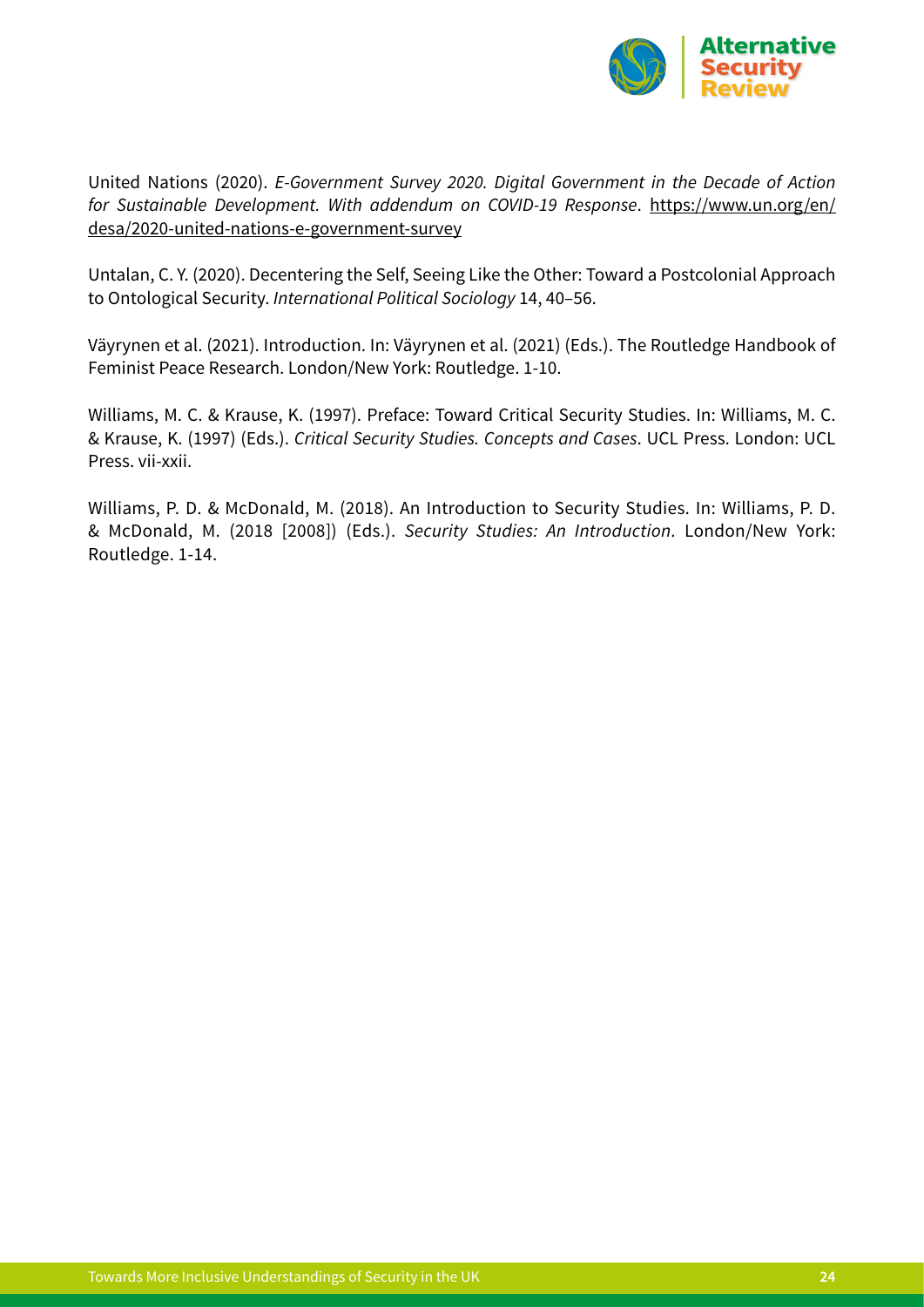United Nations (2020). *E-Government Survey 2020. Digital Government in the Decade of Action for Sustainable Development. With addendum on COVID-19 Response*. https://www.un.org/en/desa/2020-united-nations-e-government-survey

Untalan, C. Y. (2020). Decentering the Self, Seeing Like the Other: Toward a Postcolonial Approach to Ontological Security. *International Political Sociology* 14, 40–56.

Väyrynen et al. (2021). Introduction. In: Väyrynen et al. (2021) (Eds.). The Routledge Handbook of Feminist Peace Research. London/New York: Routledge. 1-10.

Williams, M. C. & Krause, K. (1997). Preface: Toward Critical Security Studies. In: Williams, M. C. & Krause, K. (1997) (Eds.). *Critical Security Studies. Concepts and Cases*. UCL Press. London: UCL Press. vii-xxii.

Williams, P. D. & McDonald, M. (2018). An Introduction to Security Studies. In: Williams, P. D. & McDonald, M. (2018 [2008]) (Eds.). *Security Studies: An Introduction*. London/New York: Routledge. 1-14.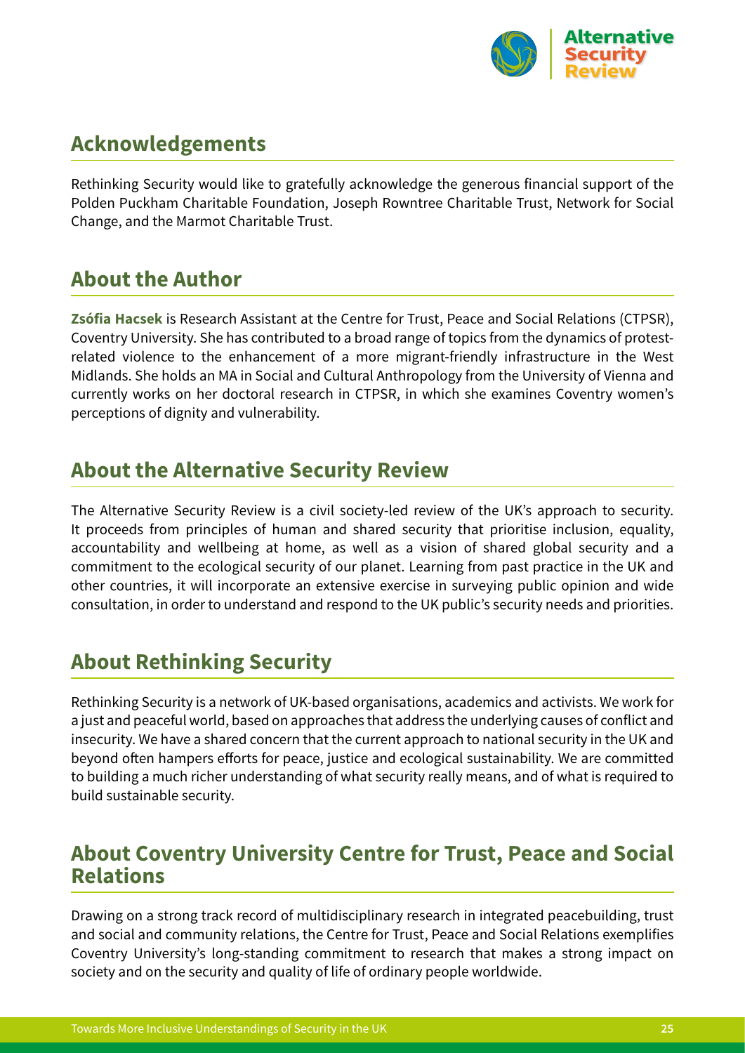## Acknowledgements

Rethinking Security would like to gratefully acknowledge the generous financial support of the Polden Puckham Charitable Foundation, Joseph Rowntree Charitable Trust, Network for Social Change, and the Marmot Charitable Trust.

## About the Author

**Zsófia Hacsek** is Research Assistant at the Centre for Trust, Peace and Social Relations (CTPSR), Coventry University. She has contributed to a broad range of topics from the dynamics of protest-related violence to the enhancement of a more migrant-friendly infrastructure in the West Midlands. She holds an MA in Social and Cultural Anthropology from the University of Vienna and currently works on her doctoral research in CTPSR, in which she examines Coventry women's perceptions of dignity and vulnerability.

## About the Alternative Security Review

The Alternative Security Review is a civil society-led review of the UK's approach to security. It proceeds from principles of human and shared security that prioritise inclusion, equality, accountability and wellbeing at home, as well as a vision of shared global security and a commitment to the ecological security of our planet. Learning from past practice in the UK and other countries, it will incorporate an extensive exercise in surveying public opinion and wide consultation, in order to understand and respond to the UK public's security needs and priorities.

## About Rethinking Security

Rethinking Security is a network of UK-based organisations, academics and activists. We work for a just and peaceful world, based on approaches that address the underlying causes of conflict and insecurity. We have a shared concern that the current approach to national security in the UK and beyond often hampers efforts for peace, justice and ecological sustainability. We are committed to building a much richer understanding of what security really means, and of what is required to build sustainable security.

## About Coventry University Centre for Trust, Peace and Social Relations

Drawing on a strong track record of multidisciplinary research in integrated peacebuilding, trust and social and community relations, the Centre for Trust, Peace and Social Relations exemplifies Coventry University's long-standing commitment to research that makes a strong impact on society and on the security and quality of life of ordinary people worldwide.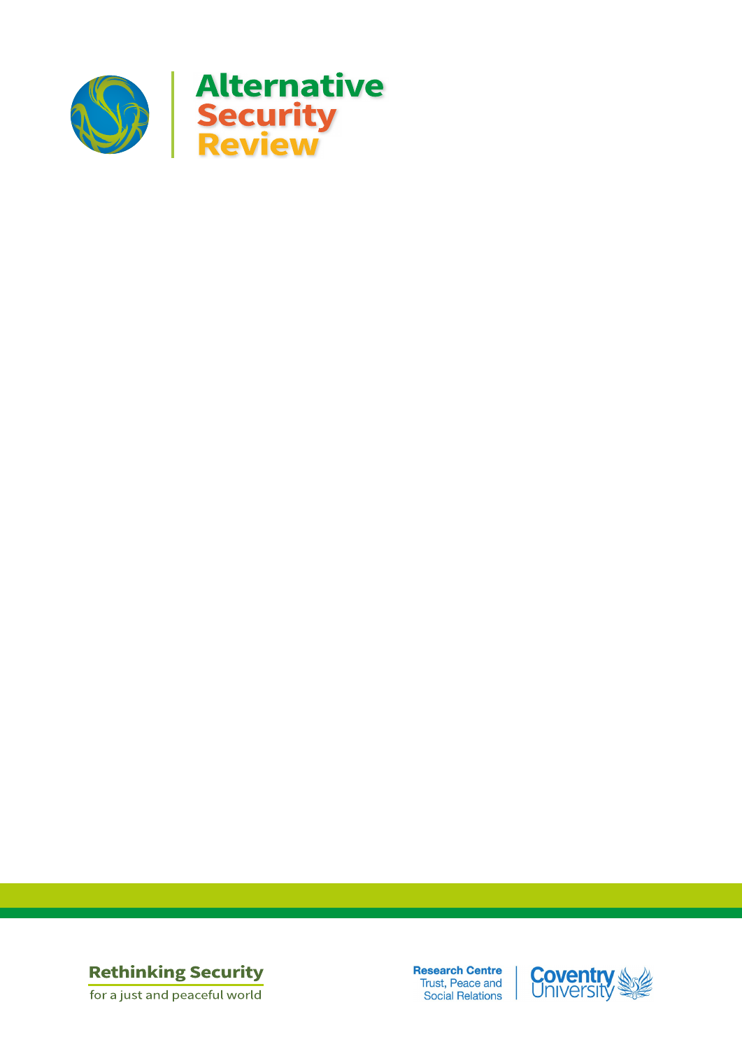# Alternative Security Review

**Rethinking Security**

for a just and peaceful world

**Research Centre**
Trust, Peace and Social Relations

Coventry University